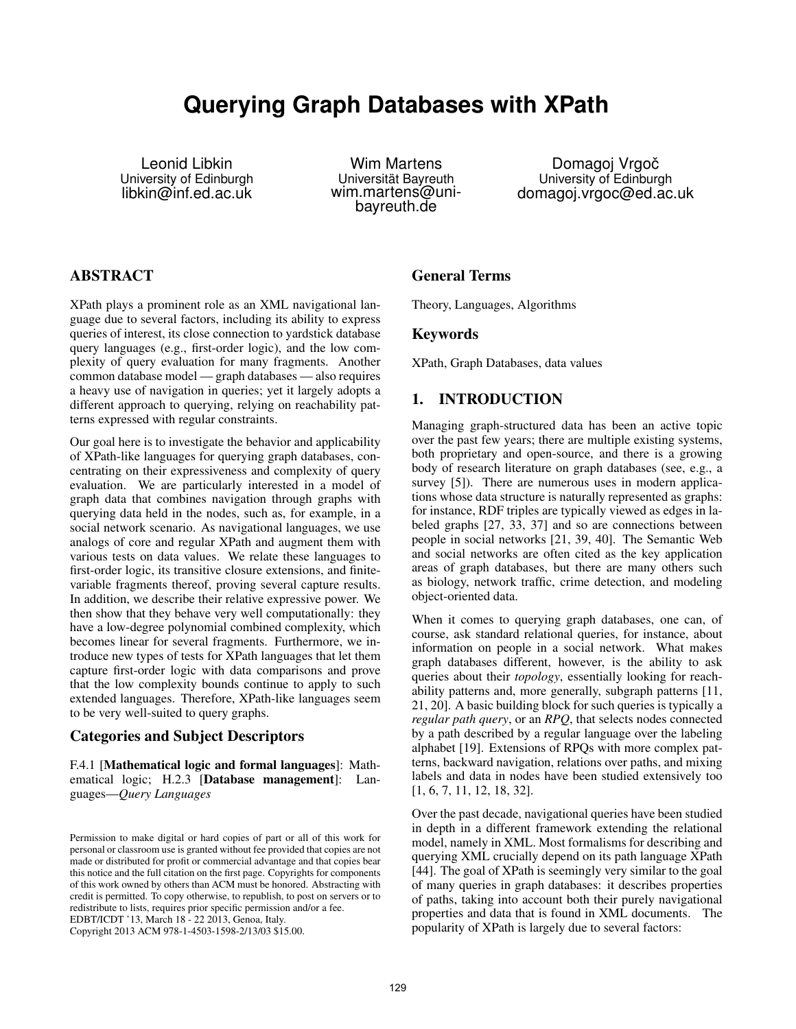# Querying Graph Databases with XPath

Leonid Libkin
University of Edinburgh
libkin@inf.ed.ac.uk

Wim Martens
Universität Bayreuth
wim.martens@uni-bayreuth.de

Domagoj Vrgoč
University of Edinburgh
domagoj.vrgoc@ed.ac.uk

## ABSTRACT

XPath plays a prominent role as an XML navigational language due to several factors, including its ability to express queries of interest, its close connection to yardstick database query languages (e.g., first-order logic), and the low complexity of query evaluation for many fragments. Another common database model — graph databases — also requires a heavy use of navigation in queries; yet it largely adopts a different approach to querying, relying on reachability patterns expressed with regular constraints.

Our goal here is to investigate the behavior and applicability of XPath-like languages for querying graph databases, concentrating on their expressiveness and complexity of query evaluation. We are particularly interested in a model of graph data that combines navigation through graphs with querying data held in the nodes, such as, for example, in a social network scenario. As navigational languages, we use analogs of core and regular XPath and augment them with various tests on data values. We relate these languages to first-order logic, its transitive closure extensions, and finite-variable fragments thereof, proving several capture results. In addition, we describe their relative expressive power. We then show that they behave very well computationally: they have a low-degree polynomial combined complexity, which becomes linear for several fragments. Furthermore, we introduce new types of tests for XPath languages that let them capture first-order logic with data comparisons and prove that the low complexity bounds continue to apply to such extended languages. Therefore, XPath-like languages seem to be very well-suited to query graphs.

### Categories and Subject Descriptors

F.4.1 [**Mathematical logic and formal languages**]: Mathematical logic; H.2.3 [**Database management**]: Languages—*Query Languages*

### General Terms

Theory, Languages, Algorithms

### Keywords

XPath, Graph Databases, data values

## 1. INTRODUCTION

Managing graph-structured data has been an active topic over the past few years; there are multiple existing systems, both proprietary and open-source, and there is a growing body of research literature on graph databases (see, e.g., a survey [5]). There are numerous uses in modern applications whose data structure is naturally represented as graphs: for instance, RDF triples are typically viewed as edges in labeled graphs [27, 33, 37] and so are connections between people in social networks [21, 39, 40]. The Semantic Web and social networks are often cited as the key application areas of graph databases, but there are many others such as biology, network traffic, crime detection, and modeling object-oriented data.

When it comes to querying graph databases, one can, of course, ask standard relational queries, for instance, about information on people in a social network. What makes graph databases different, however, is the ability to ask queries about their *topology*, essentially looking for reachability patterns and, more generally, subgraph patterns [11, 21, 20]. A basic building block for such queries is typically a *regular path query*, or an *RPQ*, that selects nodes connected by a path described by a regular language over the labeling alphabet [19]. Extensions of RPQs with more complex patterns, backward navigation, relations over paths, and mixing labels and data in nodes have been studied extensively too [1, 6, 7, 11, 12, 18, 32].

Over the past decade, navigational queries have been studied in depth in a different framework extending the relational model, namely in XML. Most formalisms for describing and querying XML crucially depend on its path language XPath [44]. The goal of XPath is seemingly very similar to the goal of many queries in graph databases: it describes properties of paths, taking into account both their purely navigational properties and data that is found in XML documents. The popularity of XPath is largely due to several factors:

Permission to make digital or hard copies of part or all of this work for personal or classroom use is granted without fee provided that copies are not made or distributed for profit or commercial advantage and that copies bear this notice and the full citation on the first page. Copyrights for components of this work owned by others than ACM must be honored. Abstracting with credit is permitted. To copy otherwise, to republish, to post on servers or to redistribute to lists, requires prior specific permission and/or a fee.
EDBT/ICDT '13, March 18 - 22 2013, Genoa, Italy.
Copyright 2013 ACM 978-1-4503-1598-2/13/03 $15.00.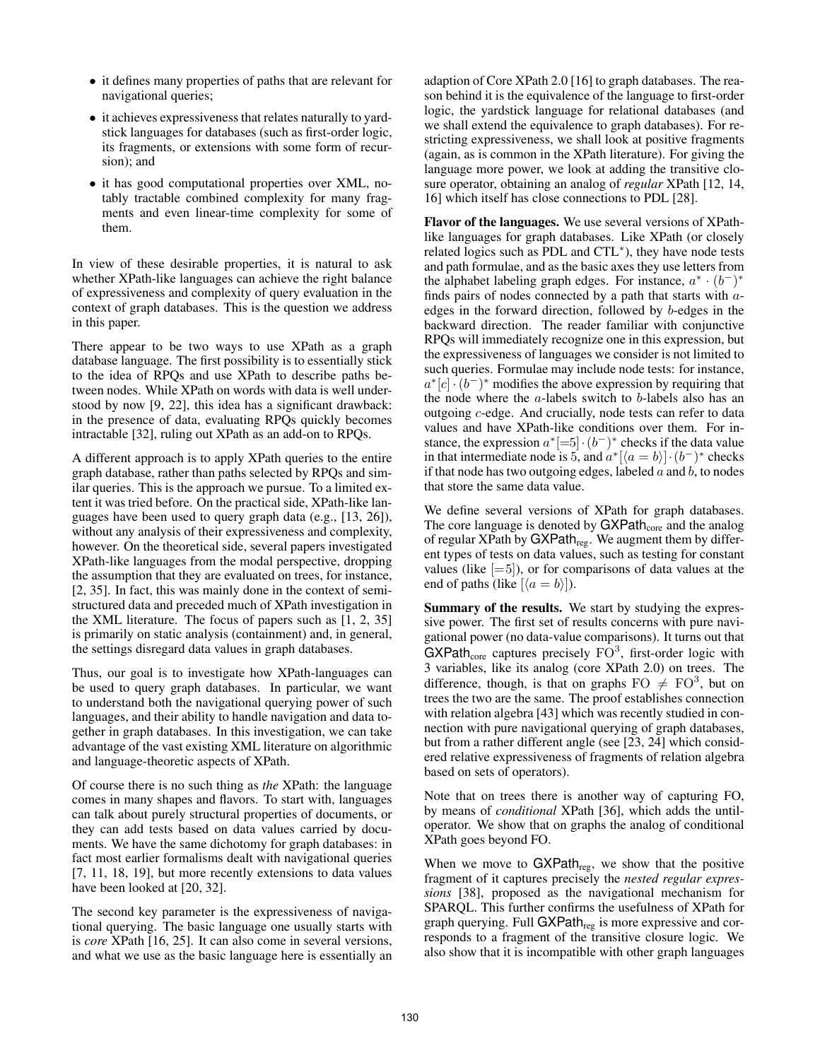- it defines many properties of paths that are relevant for navigational queries;
- it achieves expressiveness that relates naturally to yardstick languages for databases (such as first-order logic, its fragments, or extensions with some form of recursion); and
- it has good computational properties over XML, notably tractable combined complexity for many fragments and even linear-time complexity for some of them.

In view of these desirable properties, it is natural to ask whether XPath-like languages can achieve the right balance of expressiveness and complexity of query evaluation in the context of graph databases. This is the question we address in this paper.

There appear to be two ways to use XPath as a graph database language. The first possibility is to essentially stick to the idea of RPQs and use XPath to describe paths between nodes. While XPath on words with data is well understood by now [9, 22], this idea has a significant drawback: in the presence of data, evaluating RPQs quickly becomes intractable [32], ruling out XPath as an add-on to RPQs.

A different approach is to apply XPath queries to the entire graph database, rather than paths selected by RPQs and similar queries. This is the approach we pursue. To a limited extent it was tried before. On the practical side, XPath-like languages have been used to query graph data (e.g., [13, 26]), without any analysis of their expressiveness and complexity, however. On the theoretical side, several papers investigated XPath-like languages from the modal perspective, dropping the assumption that they are evaluated on trees, for instance, [2, 35]. In fact, this was mainly done in the context of semi-structured data and preceded much of XPath investigation in the XML literature. The focus of papers such as [1, 2, 35] is primarily on static analysis (containment) and, in general, the settings disregard data values in graph databases.

Thus, our goal is to investigate how XPath-languages can be used to query graph databases. In particular, we want to understand both the navigational querying power of such languages, and their ability to handle navigation and data together in graph databases. In this investigation, we can take advantage of the vast existing XML literature on algorithmic and language-theoretic aspects of XPath.

Of course there is no such thing as *the* XPath: the language comes in many shapes and flavors. To start with, languages can talk about purely structural properties of documents, or they can add tests based on data values carried by documents. We have the same dichotomy for graph databases: in fact most earlier formalisms dealt with navigational queries [7, 11, 18, 19], but more recently extensions to data values have been looked at [20, 32].

The second key parameter is the expressiveness of navigational querying. The basic language one usually starts with is *core* XPath [16, 25]. It can also come in several versions, and what we use as the basic language here is essentially an adaption of Core XPath 2.0 [16] to graph databases. The reason behind it is the equivalence of the language to first-order logic, the yardstick language for relational databases (and we shall extend the equivalence to graph databases). For restricting expressiveness, we shall look at positive fragments (again, as is common in the XPath literature). For giving the language more power, we look at adding the transitive closure operator, obtaining an analog of *regular* XPath [12, 14, 16] which itself has close connections to PDL [28].

**Flavor of the languages.** We use several versions of XPath-like languages for graph databases. Like XPath (or closely related logics such as PDL and CTL$^*$), they have node tests and path formulae, and as the basic axes they use letters from the alphabet labeling graph edges. For instance, $a^* \cdot (b^-)^*$ finds pairs of nodes connected by a path that starts with $a$-edges in the forward direction, followed by $b$-edges in the backward direction. The reader familiar with conjunctive RPQs will immediately recognize one in this expression, but the expressiveness of languages we consider is not limited to such queries. Formulae may include node tests: for instance, $a^*[c] \cdot (b^-)^*$ modifies the above expression by requiring that the node where the $a$-labels switch to $b$-labels also has an outgoing $c$-edge. And crucially, node tests can refer to data values and have XPath-like conditions over them. For instance, the expression $a^*[=5] \cdot (b^-)^*$ checks if the data value in that intermediate node is 5, and $a^*[\langle a = b \rangle] \cdot (b^-)^*$ checks if that node has two outgoing edges, labeled $a$ and $b$, to nodes that store the same data value.

We define several versions of XPath for graph databases. The core language is denoted by $\mathsf{GXPath}_{\mathrm{core}}$ and the analog of regular XPath by $\mathsf{GXPath}_{\mathrm{reg}}$. We augment them by different types of tests on data values, such as testing for constant values (like $[=5]$), or for comparisons of data values at the end of paths (like $[\langle a = b \rangle]$).

**Summary of the results.** We start by studying the expressive power. The first set of results concerns with pure navigational power (no data-value comparisons). It turns out that $\mathsf{GXPath}_{\mathrm{core}}$ captures precisely $\mathrm{FO}^3$, first-order logic with 3 variables, like its analog (core XPath 2.0) on trees. The difference, though, is that on graphs $\mathrm{FO} \neq \mathrm{FO}^3$, but on trees the two are the same. The proof establishes connection with relation algebra [43] which was recently studied in connection with pure navigational querying of graph databases, but from a rather different angle (see [23, 24] which considered relative expressiveness of fragments of relation algebra based on sets of operators).

Note that on trees there is another way of capturing FO, by means of *conditional* XPath [36], which adds the until-operator. We show that on graphs the analog of conditional XPath goes beyond FO.

When we move to $\mathsf{GXPath}_{\mathrm{reg}}$, we show that the positive fragment of it captures precisely the *nested regular expressions* [38], proposed as the navigational mechanism for SPARQL. This further confirms the usefulness of XPath for graph querying. Full $\mathsf{GXPath}_{\mathrm{reg}}$ is more expressive and corresponds to a fragment of the transitive closure logic. We also show that it is incompatible with other graph languages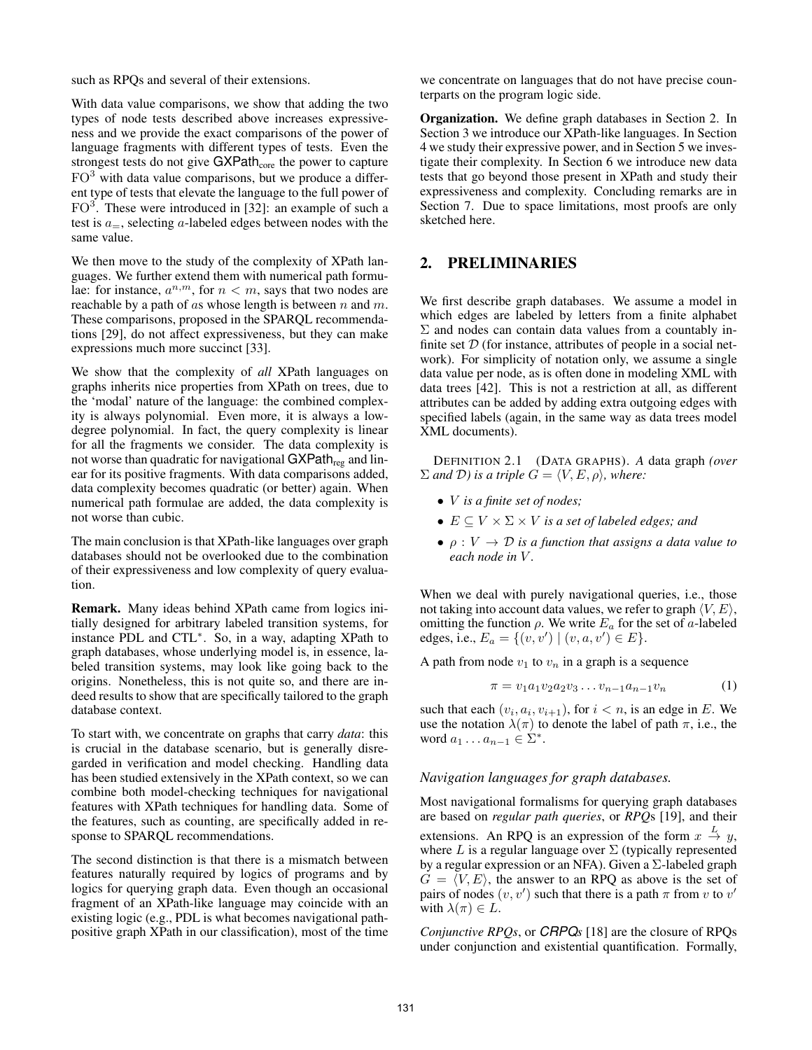such as RPQs and several of their extensions.

With data value comparisons, we show that adding the two types of node tests described above increases expressiveness and we provide the exact comparisons of the power of language fragments with different types of tests. Even the strongest tests do not give $\mathsf{GXPath}_{\mathrm{core}}$ the power to capture $\mathrm{FO}^3$ with data value comparisons, but we produce a different type of tests that elevate the language to the full power of $\mathrm{FO}^3$. These were introduced in [32]: an example of such a test is $a_=$, selecting $a$-labeled edges between nodes with the same value.

We then move to the study of the complexity of XPath languages. We further extend them with numerical path formulae: for instance, $a^{n,m}$, for $n < m$, says that two nodes are reachable by a path of $a$s whose length is between $n$ and $m$. These comparisons, proposed in the SPARQL recommendations [29], do not affect expressiveness, but they can make expressions much more succinct [33].

We show that the complexity of *all* XPath languages on graphs inherits nice properties from XPath on trees, due to the 'modal' nature of the language: the combined complexity is always polynomial. Even more, it is always a low-degree polynomial. In fact, the query complexity is linear for all the fragments we consider. The data complexity is not worse than quadratic for navigational $\mathsf{GXPath}_{\mathrm{reg}}$ and linear for its positive fragments. With data comparisons added, data complexity becomes quadratic (or better) again. When numerical path formulae are added, the data complexity is not worse than cubic.

The main conclusion is that XPath-like languages over graph databases should not be overlooked due to the combination of their expressiveness and low complexity of query evaluation.

**Remark.** Many ideas behind XPath came from logics initially designed for arbitrary labeled transition systems, for instance PDL and $\mathrm{CTL}^*$. So, in a way, adapting XPath to graph databases, whose underlying model is, in essence, labeled transition systems, may look like going back to the origins. Nonetheless, this is not quite so, and there are indeed results to show that are specifically tailored to the graph database context.

To start with, we concentrate on graphs that carry *data*: this is crucial in the database scenario, but is generally disregarded in verification and model checking. Handling data has been studied extensively in the XPath context, so we can combine both model-checking techniques for navigational features with XPath techniques for handling data. Some of the features, such as counting, are specifically added in response to SPARQL recommendations.

The second distinction is that there is a mismatch between features naturally required by logics of programs and by logics for querying graph data. Even though an occasional fragment of an XPath-like language may coincide with an existing logic (e.g., PDL is what becomes navigational path-positive graph XPath in our classification), most of the time we concentrate on languages that do not have precise counterparts on the program logic side.

**Organization.** We define graph databases in Section 2. In Section 3 we introduce our XPath-like languages. In Section 4 we study their expressive power, and in Section 5 we investigate their complexity. In Section 6 we introduce new data tests that go beyond those present in XPath and study their expressiveness and complexity. Concluding remarks are in Section 7. Due to space limitations, most proofs are only sketched here.

## 2. PRELIMINARIES

We first describe graph databases. We assume a model in which edges are labeled by letters from a finite alphabet $\Sigma$ and nodes can contain data values from a countably infinite set $\mathcal{D}$ (for instance, attributes of people in a social network). For simplicity of notation only, we assume a single data value per node, as is often done in modeling XML with data trees [42]. This is not a restriction at all, as different attributes can be added by adding extra outgoing edges with specified labels (again, in the same way as data trees model XML documents).

DEFINITION 2.1 (DATA GRAPHS). *A* data graph *(over $\Sigma$ and $\mathcal{D}$) is a triple $G = \langle V, E, \rho \rangle$, where:*

- *$V$ is a finite set of nodes;*
- *$E \subseteq V \times \Sigma \times V$ is a set of labeled edges; and*
- *$\rho : V \to \mathcal{D}$ is a function that assigns a data value to each node in $V$.*

When we deal with purely navigational queries, i.e., those not taking into account data values, we refer to graph $\langle V, E \rangle$, omitting the function $\rho$. We write $E_a$ for the set of $a$-labeled edges, i.e., $E_a = \{(v, v') \mid (v, a, v') \in E\}$.

A path from node $v_1$ to $v_n$ in a graph is a sequence

$$\pi = v_1 a_1 v_2 a_2 v_3 \dots v_{n-1} a_{n-1} v_n \tag{1}$$

such that each $(v_i, a_i, v_{i+1})$, for $i < n$, is an edge in $E$. We use the notation $\lambda(\pi)$ to denote the label of path $\pi$, i.e., the word $a_1 \dots a_{n-1} \in \Sigma^*$.

### *Navigation languages for graph databases.*

Most navigational formalisms for querying graph databases are based on *regular path queries*, or *RPQ*s [19], and their extensions. An RPQ is an expression of the form $x \xrightarrow{L} y$, where $L$ is a regular language over $\Sigma$ (typically represented by a regular expression or an NFA). Given a $\Sigma$-labeled graph $G = \langle V, E \rangle$, the answer to an RPQ as above is the set of pairs of nodes $(v, v')$ such that there is a path $\pi$ from $v$ to $v'$ with $\lambda(\pi) \in L$.

*Conjunctive RPQs*, or *CRPQs* [18] are the closure of RPQs under conjunction and existential quantification. Formally,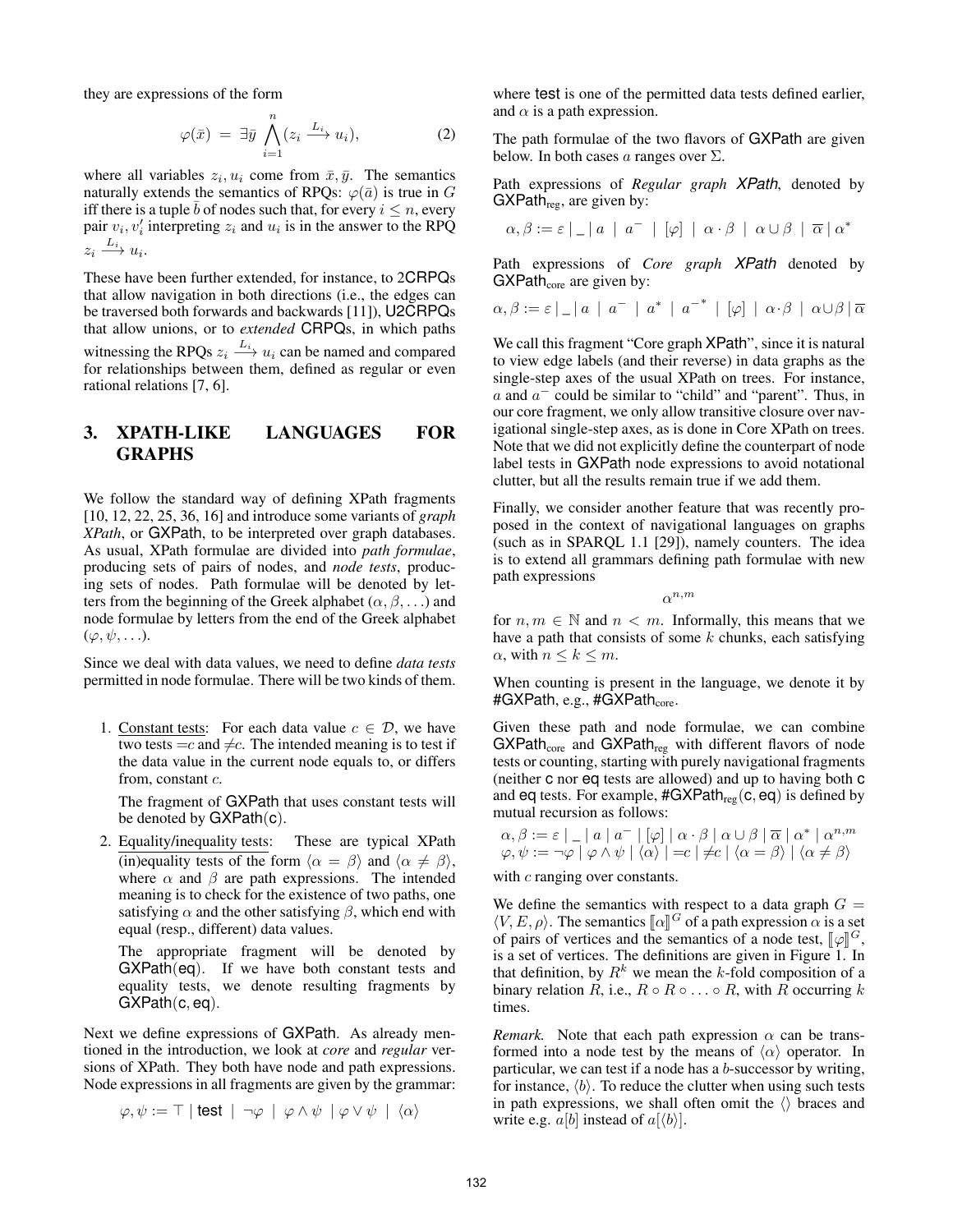they are expressions of the form

$$\varphi(\bar{x}) \;=\; \exists \bar{y} \;\bigwedge_{i=1}^{n} (z_i \xrightarrow{L_i} u_i), \tag{2}$$

where all variables $z_i, u_i$ come from $\bar{x}, \bar{y}$. The semantics naturally extends the semantics of RPQs: $\varphi(\bar{a})$ is true in $G$ iff there is a tuple $\bar{b}$ of nodes such that, for every $i \leq n$, every pair $v_i, v_i'$ interpreting $z_i$ and $u_i$ is in the answer to the RPQ $z_i \xrightarrow{L_i} u_i$.

These have been further extended, for instance, to 2CRPQs that allow navigation in both directions (i.e., the edges can be traversed both forwards and backwards [11]), U2CRPQs that allow unions, or to *extended* CRPQs, in which paths witnessing the RPQs $z_i \xrightarrow{L_i} u_i$ can be named and compared for relationships between them, defined as regular or even rational relations [7, 6].

## 3. XPATH-LIKE LANGUAGES FOR GRAPHS

We follow the standard way of defining XPath fragments [10, 12, 22, 25, 36, 16] and introduce some variants of *graph XPath*, or GXPath, to be interpreted over graph databases. As usual, XPath formulae are divided into *path formulae*, producing sets of pairs of nodes, and *node tests*, producing sets of nodes. Path formulae will be denoted by letters from the beginning of the Greek alphabet ($\alpha, \beta, \ldots$) and node formulae by letters from the end of the Greek alphabet ($\varphi, \psi, \ldots$).

Since we deal with data values, we need to define *data tests* permitted in node formulae. There will be two kinds of them.

1. Constant tests: For each data value $c \in \mathcal{D}$, we have two tests $=c$ and $\neq c$. The intended meaning is to test if the data value in the current node equals to, or differs from, constant $c$.

   The fragment of GXPath that uses constant tests will be denoted by GXPath(c).

2. Equality/inequality tests: These are typical XPath (in)equality tests of the form $\langle \alpha = \beta \rangle$ and $\langle \alpha \neq \beta \rangle$, where $\alpha$ and $\beta$ are path expressions. The intended meaning is to check for the existence of two paths, one satisfying $\alpha$ and the other satisfying $\beta$, which end with equal (resp., different) data values.

   The appropriate fragment will be denoted by GXPath(eq). If we have both constant tests and equality tests, we denote resulting fragments by GXPath(c, eq).

Next we define expressions of GXPath. As already mentioned in the introduction, we look at *core* and *regular* versions of XPath. They both have node and path expressions. Node expressions in all fragments are given by the grammar:

$$\varphi, \psi := \top \mid \mathsf{test} \;\mid\; \neg\varphi \;\mid\; \varphi \wedge \psi \;\mid \varphi \vee \psi \;\mid\; \langle \alpha \rangle$$

where test is one of the permitted data tests defined earlier, and $\alpha$ is a path expression.

The path formulae of the two flavors of GXPath are given below. In both cases $a$ ranges over $\Sigma$.

Path expressions of *Regular graph XPath*, denoted by $\text{GXPath}_{\text{reg}}$, are given by:

$$\alpha, \beta := \varepsilon \mid \_ \mid a \;\mid\; a^{-} \;\mid\; [\varphi] \;\mid\; \alpha \cdot \beta \;\mid\; \alpha \cup \beta \;\mid\; \overline{\alpha} \mid \alpha^{*}$$

Path expressions of *Core graph XPath* denoted by $\text{GXPath}_{\text{core}}$ are given by:

$$\alpha, \beta := \varepsilon \mid \_ \mid a \;\mid\; a^{-} \;\mid\; a^{*} \;\mid\; a^{-^{*}} \;\mid\; [\varphi] \;\mid\; \alpha \cdot \beta \;\mid\; \alpha \cup \beta \mid \overline{\alpha}$$

We call this fragment "Core graph XPath", since it is natural to view edge labels (and their reverse) in data graphs as the single-step axes of the usual XPath on trees. For instance, $a$ and $a^-$ could be similar to "child" and "parent". Thus, in our core fragment, we only allow transitive closure over navigational single-step axes, as is done in Core XPath on trees. Note that we did not explicitly define the counterpart of node label tests in GXPath node expressions to avoid notational clutter, but all the results remain true if we add them.

Finally, we consider another feature that was recently proposed in the context of navigational languages on graphs (such as in SPARQL 1.1 [29]), namely counters. The idea is to extend all grammars defining path formulae with new path expressions

$$\alpha^{n,m}$$

for $n, m \in \mathbb{N}$ and $n < m$. Informally, this means that we have a path that consists of some $k$ chunks, each satisfying $\alpha$, with $n \leq k \leq m$.

When counting is present in the language, we denote it by #GXPath, e.g., $\#\text{GXPath}_{\text{core}}$.

Given these path and node formulae, we can combine $\text{GXPath}_{\text{core}}$ and $\text{GXPath}_{\text{reg}}$ with different flavors of node tests or counting, starting with purely navigational fragments (neither c nor eq tests are allowed) and up to having both c and eq tests. For example, $\#\text{GXPath}_{\text{reg}}(\text{c}, \text{eq})$ is defined by mutual recursion as follows:

$$\begin{aligned}
\alpha, \beta &:= \varepsilon \mid \_ \mid a \mid a^{-} \mid [\varphi] \mid \alpha \cdot \beta \mid \alpha \cup \beta \mid \overline{\alpha} \mid \alpha^{*} \mid \alpha^{n,m} \\
\varphi, \psi &:= \neg\varphi \mid \varphi \wedge \psi \mid \langle \alpha \rangle \mid =c \mid \neq c \mid \langle \alpha = \beta \rangle \mid \langle \alpha \neq \beta \rangle
\end{aligned}$$

with $c$ ranging over constants.

We define the semantics with respect to a data graph $G = \langle V, E, \rho \rangle$. The semantics $[\![\alpha]\!]^G$ of a path expression $\alpha$ is a set of pairs of vertices and the semantics of a node test, $[\![\varphi]\!]^G$, is a set of vertices. The definitions are given in Figure 1. In that definition, by $R^k$ we mean the $k$-fold composition of a binary relation $R$, i.e., $R \circ R \circ \ldots \circ R$, with $R$ occurring $k$ times.

*Remark.* Note that each path expression $\alpha$ can be transformed into a node test by the means of $\langle \alpha \rangle$ operator. In particular, we can test if a node has a $b$-successor by writing, for instance, $\langle b \rangle$. To reduce the clutter when using such tests in path expressions, we shall often omit the $\langle \rangle$ braces and write e.g. $a[b]$ instead of $a[\langle b \rangle]$.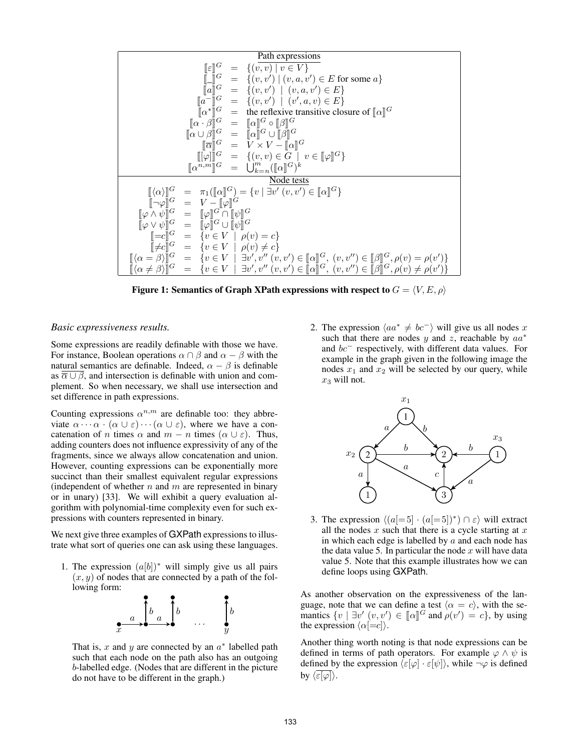**Path expressions**

$$
\begin{array}{rcl}
[\![\varepsilon]\!]^G & = & \{(v,v) \mid v \in V\} \\
[\![\_]\!]^G & = & \{(v,v') \mid (v,a,v') \in E \text{ for some } a\} \\
[\![a]\!]^G & = & \{(v,v') \mid (v,a,v') \in E\} \\
[\![a^-]\!]^G & = & \{(v,v') \mid (v',a,v) \in E\} \\
[\![\alpha^*]\!]^G & = & \text{the reflexive transitive closure of } [\![\alpha]\!]^G \\
[\![\alpha \cdot \beta]\!]^G & = & [\![\alpha]\!]^G \circ [\![\beta]\!]^G \\
[\![\alpha \cup \beta]\!]^G & = & [\![\alpha]\!]^G \cup [\![\beta]\!]^G \\
[\![\overline{\alpha}]\!]^G & = & V \times V - [\![\alpha]\!]^G \\
[\![[\varphi]]\!]^G & = & \{(v,v) \in G \mid v \in [\![\varphi]\!]^G\} \\
[\![\alpha^{n,m}]\!]^G & = & \bigcup_{k=n}^{m} ([\![\alpha]\!]^G)^k
\end{array}
$$

**Node tests**

$$
\begin{array}{rcl}
[\![\langle\alpha\rangle]\!]^G & = & \pi_1([\![\alpha]\!]^G) = \{v \mid \exists v' \, (v,v') \in [\![\alpha]\!]^G\} \\
[\![\neg\varphi]\!]^G & = & V - [\![\varphi]\!]^G \\
[\![\varphi \wedge \psi]\!]^G & = & [\![\varphi]\!]^G \cap [\![\psi]\!]^G \\
[\![\varphi \vee \psi]\!]^G & = & [\![\varphi]\!]^G \cup [\![\psi]\!]^G \\
[\![=c]\!]^G & = & \{v \in V \mid \rho(v) = c\} \\
[\![\neq c]\!]^G & = & \{v \in V \mid \rho(v) \neq c\} \\
[\![\langle\alpha = \beta\rangle]\!]^G & = & \{v \in V \mid \exists v', v'' \, (v,v') \in [\![\alpha]\!]^G, \, (v,v'') \in [\![\beta]\!]^G, \rho(v) = \rho(v')\} \\
[\![\langle\alpha \neq \beta\rangle]\!]^G & = & \{v \in V \mid \exists v', v'' \, (v,v') \in [\![\alpha]\!]^G, \, (v,v'') \in [\![\beta]\!]^G, \rho(v) \neq \rho(v')\}
\end{array}
$$

**Figure 1: Semantics of Graph XPath expressions with respect to $G = \langle V, E, \rho \rangle$**

*Basic expressiveness results.*

Some expressions are readily definable with those we have. For instance, Boolean operations $\alpha \cap \beta$ and $\alpha - \beta$ with the natural semantics are definable. Indeed, $\alpha - \beta$ is definable as $\overline{\overline{\alpha} \cup \beta}$, and intersection is definable with union and complement. So when necessary, we shall use intersection and set difference in path expressions.

Counting expressions $\alpha^{n,m}$ are definable too: they abbreviate $\alpha \cdots \alpha \cdot (\alpha \cup \varepsilon) \cdots (\alpha \cup \varepsilon)$, where we have a concatenation of $n$ times $\alpha$ and $m - n$ times $(\alpha \cup \varepsilon)$. Thus, adding counters does not influence expressivity of any of the fragments, since we always allow concatenation and union. However, counting expressions can be exponentially more succinct than their smallest equivalent regular expressions (independent of whether $n$ and $m$ are represented in binary or in unary) [33]. We will exhibit a query evaluation algorithm with polynomial-time complexity even for such expressions with counters represented in binary.

We next give three examples of GXPath expressions to illustrate what sort of queries one can ask using these languages.

1. The expression $(a[b])^*$ will simply give us all pairs $(x, y)$ of nodes that are connected by a path of the following form:

   That is, $x$ and $y$ are connected by an $a^*$ labelled path such that each node on the path also has an outgoing $b$-labelled edge. (Nodes that are different in the picture do not have to be different in the graph.)

2. The expression $\langle aa^* \neq bc^- \rangle$ will give us all nodes $x$ such that there are nodes $y$ and $z$, reachable by $aa^*$ and $bc^-$ respectively, with different data values. For example in the graph given in the following image the nodes $x_1$ and $x_2$ will be selected by our query, while $x_3$ will not.

3. The expression $\langle (a[=5] \cdot (a[=5])^*) \cap \varepsilon \rangle$ will extract all the nodes $x$ such that there is a cycle starting at $x$ in which each edge is labelled by $a$ and each node has the data value 5. In particular the node $x$ will have data value 5. Note that this example illustrates how we can define loops using GXPath.

As another observation on the expressiveness of the language, note that we can define a test $\langle \alpha = c \rangle$, with the semantics $\{v \mid \exists v' \, (v, v') \in [\![\alpha]\!]^G \text{ and } \rho(v') = c\}$, by using the expression $\langle \alpha[=c] \rangle$.

Another thing worth noting is that node expressions can be defined in terms of path operators. For example $\varphi \wedge \psi$ is defined by the expression $\langle \varepsilon[\varphi] \cdot \varepsilon[\psi] \rangle$, while $\neg\varphi$ is defined by $\langle \overline{\varepsilon[\varphi]} \rangle$.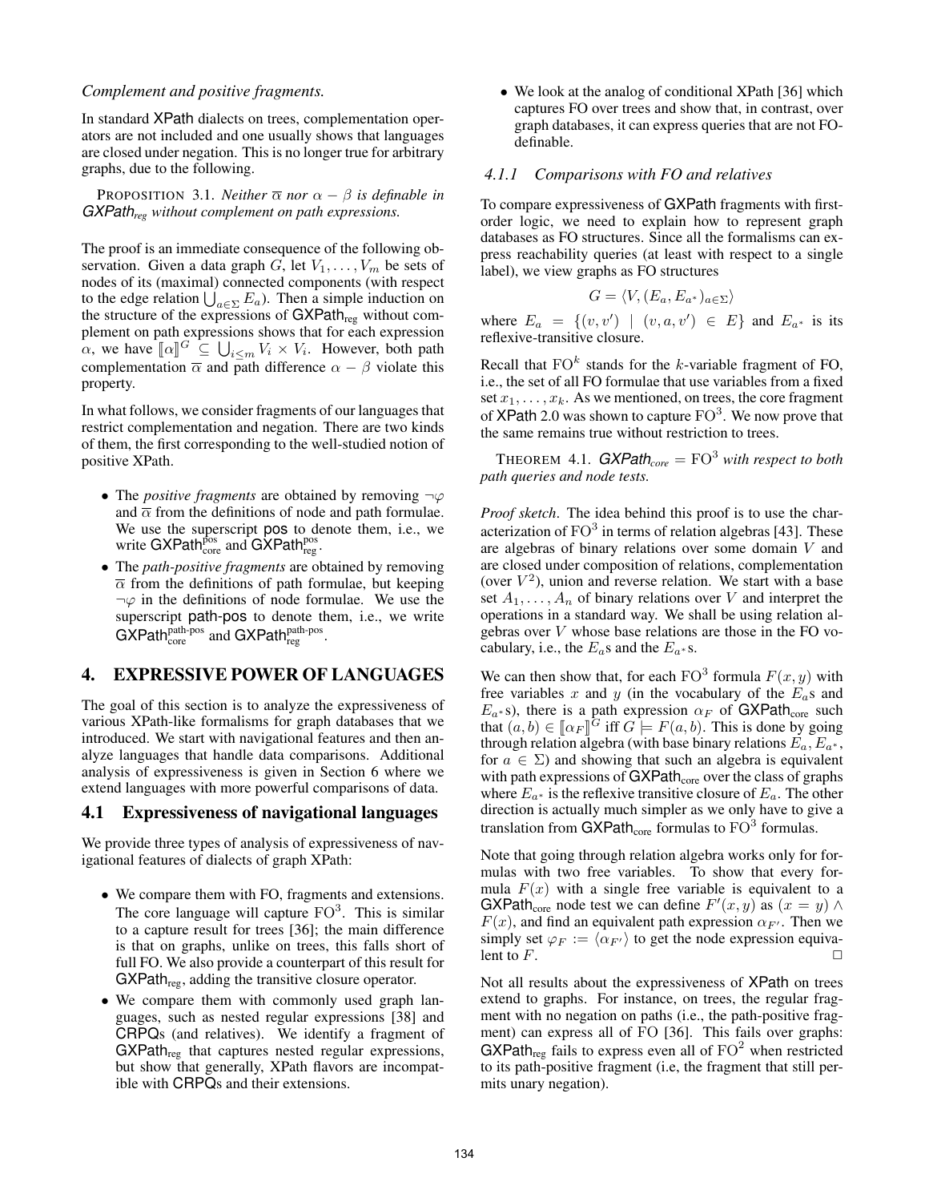*Complement and positive fragments.*

In standard XPath dialects on trees, complementation operators are not included and one usually shows that languages are closed under negation. This is no longer true for arbitrary graphs, due to the following.

PROPOSITION 3.1. *Neither $\overline{\alpha}$ nor $\alpha - \beta$ is definable in GXPath$_{reg}$ without complement on path expressions.*

The proof is an immediate consequence of the following observation. Given a data graph $G$, let $V_1, \ldots, V_m$ be sets of nodes of its (maximal) connected components (with respect to the edge relation $\bigcup_{a \in \Sigma} E_a$). Then a simple induction on the structure of the expressions of GXPath$_{\text{reg}}$ without complement on path expressions shows that for each expression $\alpha$, we have $[\![\alpha]\!]^G \subseteq \bigcup_{i \le m} V_i \times V_i$. However, both path complementation $\overline{\alpha}$ and path difference $\alpha - \beta$ violate this property.

In what follows, we consider fragments of our languages that restrict complementation and negation. There are two kinds of them, the first corresponding to the well-studied notion of positive XPath.

- The *positive fragments* are obtained by removing $\neg\varphi$ and $\overline{\alpha}$ from the definitions of node and path formulae. We use the superscript pos to denote them, i.e., we write GXPath$_{\text{core}}^{\text{pos}}$ and GXPath$_{\text{reg}}^{\text{pos}}$.
- The *path-positive fragments* are obtained by removing $\overline{\alpha}$ from the definitions of path formulae, but keeping $\neg\varphi$ in the definitions of node formulae. We use the superscript path-pos to denote them, i.e., we write GXPath$_{\text{core}}^{\text{path-pos}}$ and GXPath$_{\text{reg}}^{\text{path-pos}}$.

# 4. EXPRESSIVE POWER OF LANGUAGES

The goal of this section is to analyze the expressiveness of various XPath-like formalisms for graph databases that we introduced. We start with navigational features and then analyze languages that handle data comparisons. Additional analysis of expressiveness is given in Section 6 where we extend languages with more powerful comparisons of data.

## 4.1 Expressiveness of navigational languages

We provide three types of analysis of expressiveness of navigational features of dialects of graph XPath:

- We compare them with FO, fragments and extensions. The core language will capture $\text{FO}^3$. This is similar to a capture result for trees [36]; the main difference is that on graphs, unlike on trees, this falls short of full FO. We also provide a counterpart of this result for GXPath$_{\text{reg}}$, adding the transitive closure operator.
- We compare them with commonly used graph languages, such as nested regular expressions [38] and CRPQs (and relatives). We identify a fragment of GXPath$_{\text{reg}}$ that captures nested regular expressions, but show that generally, XPath flavors are incompatible with CRPQs and their extensions.
- We look at the analog of conditional XPath [36] which captures FO over trees and show that, in contrast, over graph databases, it can express queries that are not FO-definable.

### 4.1.1 Comparisons with FO and relatives

To compare expressiveness of GXPath fragments with first-order logic, we need to explain how to represent graph databases as FO structures. Since all the formalisms can express reachability queries (at least with respect to a single label), we view graphs as FO structures

$$G = \langle V, (E_a, E_{a^*})_{a \in \Sigma} \rangle$$

where $E_a = \{(v, v') \mid (v, a, v') \in E\}$ and $E_{a^*}$ is its reflexive-transitive closure.

Recall that $\text{FO}^k$ stands for the $k$-variable fragment of FO, i.e., the set of all FO formulae that use variables from a fixed set $x_1, \ldots, x_k$. As we mentioned, on trees, the core fragment of XPath 2.0 was shown to capture $\text{FO}^3$. We now prove that the same remains true without restriction to trees.

THEOREM 4.1. *GXPath$_{core}$ $= \text{FO}^3$ with respect to both path queries and node tests.*

*Proof sketch.* The idea behind this proof is to use the characterization of $\text{FO}^3$ in terms of relation algebras [43]. These are algebras of binary relations over some domain $V$ and are closed under composition of relations, complementation (over $V^2$), union and reverse relation. We start with a base set $A_1, \ldots, A_n$ of binary relations over $V$ and interpret the operations in a standard way. We shall be using relation algebras over $V$ whose base relations are those in the FO vocabulary, i.e., the $E_a$s and the $E_{a^*}$s.

We can then show that, for each $\text{FO}^3$ formula $F(x, y)$ with free variables $x$ and $y$ (in the vocabulary of the $E_a$s and $E_{a^*}$s), there is a path expression $\alpha_F$ of GXPath$_{\text{core}}$ such that $(a, b) \in [\![\alpha_F]\!]^G$ iff $G \models F(a, b)$. This is done by going through relation algebra (with base binary relations $E_a, E_{a^*}$, for $a \in \Sigma$) and showing that such an algebra is equivalent with path expressions of GXPath$_{\text{core}}$ over the class of graphs where $E_{a^*}$ is the reflexive transitive closure of $E_a$. The other direction is actually much simpler as we only have to give a translation from GXPath$_{\text{core}}$ formulas to $\text{FO}^3$ formulas.

Note that going through relation algebra works only for formulas with two free variables. To show that every formula $F(x)$ with a single free variable is equivalent to a GXPath$_{\text{core}}$ node test we can define $F'(x, y)$ as $(x = y) \wedge F(x)$, and find an equivalent path expression $\alpha_{F'}$. Then we simply set $\varphi_F := \langle \alpha_{F'} \rangle$ to get the node expression equivalent to $F$. $\square$

Not all results about the expressiveness of XPath on trees extend to graphs. For instance, on trees, the regular fragment with no negation on paths (i.e., the path-positive fragment) can express all of FO [36]. This fails over graphs: GXPath$_{\text{reg}}$ fails to express even all of $\text{FO}^2$ when restricted to its path-positive fragment (i.e, the fragment that still permits unary negation).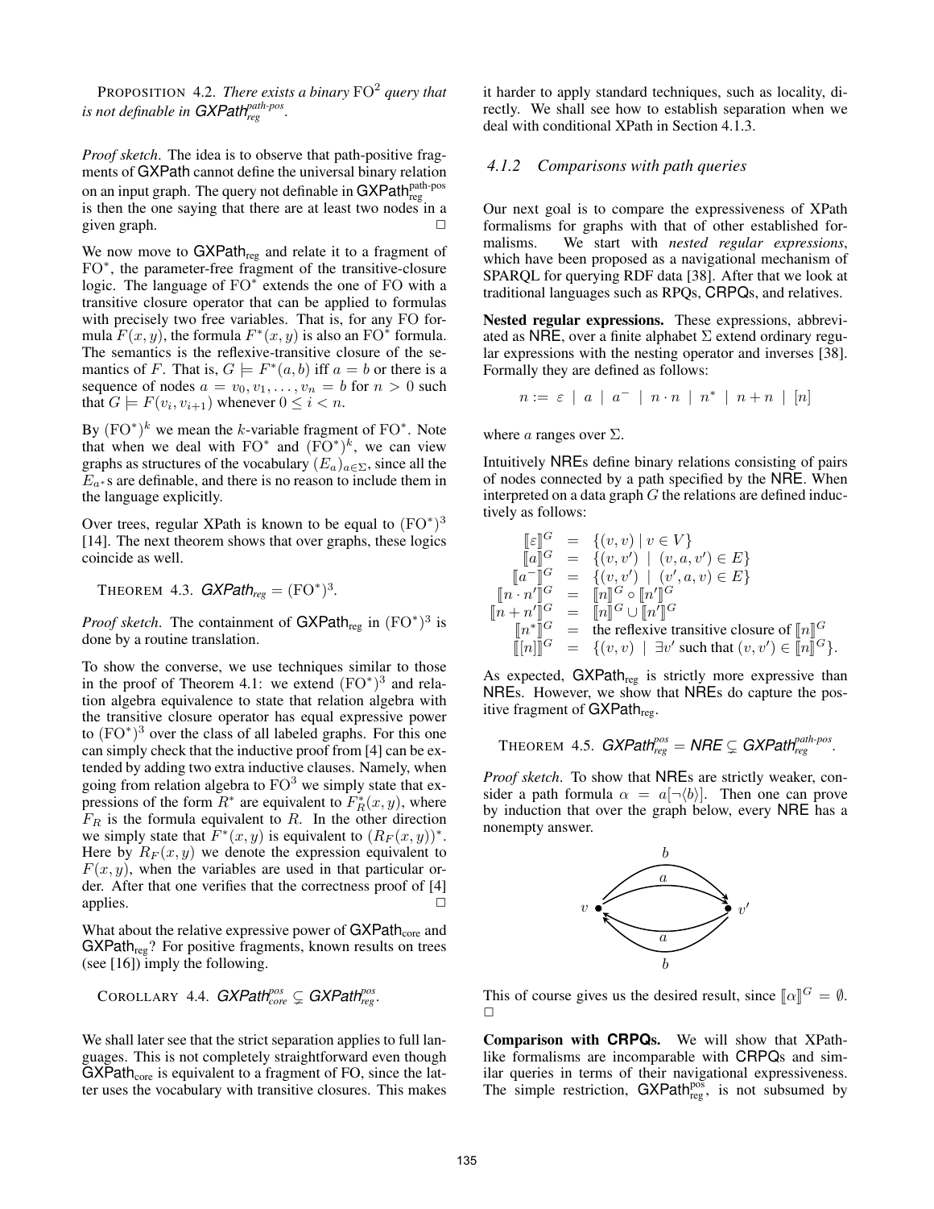PROPOSITION 4.2. *There exists a binary* $\mathrm{FO}^2$ *query that is not definable in* $\mathsf{GXPath}_{reg}^{path\text{-}pos}$.

*Proof sketch.* The idea is to observe that path-positive fragments of GXPath cannot define the universal binary relation on an input graph. The query not definable in $\mathsf{GXPath}_{\text{reg}}^{\text{path-pos}}$ is then the one saying that there are at least two nodes in a given graph. □

We now move to $\mathsf{GXPath}_{\text{reg}}$ and relate it to a fragment of $\mathrm{FO}^*$, the parameter-free fragment of the transitive-closure logic. The language of $\mathrm{FO}^*$ extends the one of FO with a transitive closure operator that can be applied to formulas with precisely two free variables. That is, for any FO formula $F(x, y)$, the formula $F^*(x, y)$ is also an $\mathrm{FO}^*$ formula. The semantics is the reflexive-transitive closure of the semantics of $F$. That is, $G \models F^*(a, b)$ iff $a = b$ or there is a sequence of nodes $a = v_0, v_1, \ldots, v_n = b$ for $n > 0$ such that $G \models F(v_i, v_{i+1})$ whenever $0 \leq i < n$.

By $(\mathrm{FO}^*)^k$ we mean the $k$-variable fragment of $\mathrm{FO}^*$. Note that when we deal with $\mathrm{FO}^*$ and $(\mathrm{FO}^*)^k$, we can view graphs as structures of the vocabulary $(E_a)_{a\in\Sigma}$, since all the $E_{a^*}$s are definable, and there is no reason to include them in the language explicitly.

Over trees, regular XPath is known to be equal to $(\mathrm{FO}^*)^3$ [14]. The next theorem shows that over graphs, these logics coincide as well.

THEOREM 4.3. $\mathsf{GXPath}_{reg} = (\mathrm{FO}^*)^3$.

*Proof sketch.* The containment of $\mathsf{GXPath}_{\text{reg}}$ in $(\mathrm{FO}^*)^3$ is done by a routine translation.

To show the converse, we use techniques similar to those in the proof of Theorem 4.1: we extend $(\mathrm{FO}^*)^3$ and relation algebra equivalence to state that relation algebra with the transitive closure operator has equal expressive power to $(\mathrm{FO}^*)^3$ over the class of all labeled graphs. For this one can simply check that the inductive proof from [4] can be extended by adding two extra inductive clauses. Namely, when going from relation algebra to $\mathrm{FO}^3$ we simply state that expressions of the form $R^*$ are equivalent to $F_R^*(x, y)$, where $F_R$ is the formula equivalent to $R$. In the other direction we simply state that $F^*(x, y)$ is equivalent to $(R_F(x, y))^*$. Here by $R_F(x, y)$ we denote the expression equivalent to $F(x, y)$, when the variables are used in that particular order. After that one verifies that the correctness proof of [4] applies. □

What about the relative expressive power of $\mathsf{GXPath}_{\text{core}}$ and $\mathsf{GXPath}_{\text{reg}}$? For positive fragments, known results on trees (see [16]) imply the following.

COROLLARY 4.4. $\mathsf{GXPath}_{core}^{pos} \subsetneq \mathsf{GXPath}_{reg}^{pos}$.

We shall later see that the strict separation applies to full languages. This is not completely straightforward even though $\mathsf{GXPath}_{\text{core}}$ is equivalent to a fragment of FO, since the latter uses the vocabulary with transitive closures. This makes it harder to apply standard techniques, such as locality, directly. We shall see how to establish separation when we deal with conditional XPath in Section 4.1.3.

### 4.1.2 Comparisons with path queries

Our next goal is to compare the expressiveness of XPath formalisms for graphs with that of other established formalisms. We start with *nested regular expressions*, which have been proposed as a navigational mechanism of SPARQL for querying RDF data [38]. After that we look at traditional languages such as RPQs, CRPQs, and relatives.

**Nested regular expressions.** These expressions, abbreviated as NRE, over a finite alphabet $\Sigma$ extend ordinary regular expressions with the nesting operator and inverses [38]. Formally they are defined as follows:

$$n := \varepsilon \mid a \mid a^- \mid n \cdot n \mid n^* \mid n + n \mid [n]$$

where $a$ ranges over $\Sigma$.

Intuitively NREs define binary relations consisting of pairs of nodes connected by a path specified by the NRE. When interpreted on a data graph $G$ the relations are defined inductively as follows:

$$
\begin{array}{rcl}
[\![\varepsilon]\!]^G & = & \{(v, v) \mid v \in V\} \\
[\![a]\!]^G & = & \{(v, v') \mid (v, a, v') \in E\} \\
[\![a^-]\!]^G & = & \{(v, v') \mid (v', a, v) \in E\} \\
[\![n \cdot n']\!]^G & = & [\![n]\!]^G \circ [\![n']\!]^G \\
[\![n + n']\!]^G & = & [\![n]\!]^G \cup [\![n']\!]^G \\
[\![n^*]\!]^G & = & \text{the reflexive transitive closure of } [\![n]\!]^G \\
[\![[n]]\!]^G & = & \{(v, v) \mid \exists v' \text{ such that } (v, v') \in [\![n]\!]^G\}.
\end{array}
$$

As expected, $\mathsf{GXPath}_{\text{reg}}$ is strictly more expressive than NREs. However, we show that NREs do capture the positive fragment of $\mathsf{GXPath}_{\text{reg}}$.

THEOREM 4.5. $\mathsf{GXPath}_{reg}^{pos} = \mathsf{NRE} \subsetneq \mathsf{GXPath}_{reg}^{path\text{-}pos}$.

*Proof sketch.* To show that NREs are strictly weaker, consider a path formula $\alpha = a[\neg\langle b\rangle]$. Then one can prove by induction that over the graph below, every NRE has a nonempty answer.

This of course gives us the desired result, since $[\![\alpha]\!]^G = \emptyset$. □

**Comparison with CRPQs.** We will show that XPath-like formalisms are incomparable with CRPQs and similar queries in terms of their navigational expressiveness. The simple restriction, $\mathsf{GXPath}_{\text{reg}}^{\text{pos}}$, is not subsumed by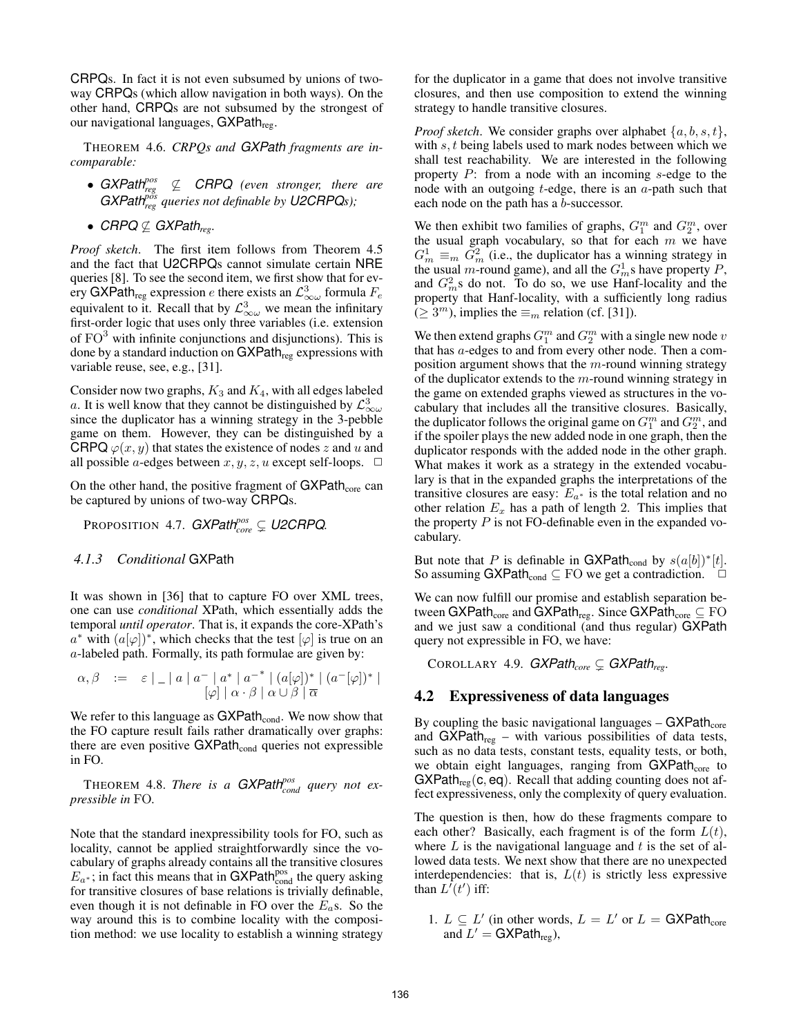CRPQs. In fact it is not even subsumed by unions of two-way CRPQs (which allow navigation in both ways). On the other hand, CRPQs are not subsumed by the strongest of our navigational languages, $\mathsf{GXPath}_{\mathrm{reg}}$.

THEOREM 4.6. *CRPQs and GXPath fragments are incomparable:*

- $\mathsf{GXPath}^{pos}_{reg} \not\subseteq$ *CRPQ (even stronger, there are* $\mathsf{GXPath}^{pos}_{reg}$ *queries not definable by U2CRPQs);*
- *CRPQ* $\not\subseteq$ $\mathsf{GXPath}_{reg}$*.*

*Proof sketch*. The first item follows from Theorem 4.5 and the fact that U2CRPQs cannot simulate certain NRE queries [8]. To see the second item, we first show that for every $\mathsf{GXPath}_{\mathrm{reg}}$ expression $e$ there exists an $\mathcal{L}^3_{\infty\omega}$ formula $F_e$ equivalent to it. Recall that by $\mathcal{L}^3_{\infty\omega}$ we mean the infinitary first-order logic that uses only three variables (i.e. extension of $\mathrm{FO}^3$ with infinite conjunctions and disjunctions). This is done by a standard induction on $\mathsf{GXPath}_{\mathrm{reg}}$ expressions with variable reuse, see, e.g., [31].

Consider now two graphs, $K_3$ and $K_4$, with all edges labeled $a$. It is well know that they cannot be distinguished by $\mathcal{L}^3_{\infty\omega}$ since the duplicator has a winning strategy in the 3-pebble game on them. However, they can be distinguished by a CRPQ $\varphi(x, y)$ that states the existence of nodes $z$ and $u$ and all possible $a$-edges between $x, y, z, u$ except self-loops. $\square$

On the other hand, the positive fragment of $\mathsf{GXPath}_{\mathrm{core}}$ can be captured by unions of two-way CRPQs.

PROPOSITION 4.7. $\mathsf{GXPath}^{pos}_{core} \subsetneq$ *U2CRPQ.*

### 4.1.3 *Conditional* GXPath

It was shown in [36] that to capture FO over XML trees, one can use *conditional* XPath, which essentially adds the temporal *until operator*. That is, it expands the core-XPath's $a^*$ with $(a[\varphi])^*$, which checks that the test $[\varphi]$ is true on an $a$-labeled path. Formally, its path formulae are given by:

$$\alpha, \beta \quad := \quad \varepsilon \mid \_ \mid a \mid a^- \mid a^* \mid a^{-*} \mid (a[\varphi])^* \mid (a^-[\varphi])^* \mid [\varphi] \mid \alpha \cdot \beta \mid \alpha \cup \beta \mid \overline{\alpha}$$

We refer to this language as $\mathsf{GXPath}_{\mathrm{cond}}$. We now show that the FO capture result fails rather dramatically over graphs: there are even positive $\mathsf{GXPath}_{\mathrm{cond}}$ queries not expressible in FO.

THEOREM 4.8. *There is a* $\mathsf{GXPath}^{pos}_{cond}$ *query not expressible in* FO*.*

Note that the standard inexpressibility tools for FO, such as locality, cannot be applied straightforwardly since the vocabulary of graphs already contains all the transitive closures $E_{a^*}$; in fact this means that in $\mathsf{GXPath}^{\mathrm{pos}}_{\mathrm{cond}}$ the query asking for transitive closures of base relations is trivially definable, even though it is not definable in FO over the $E_a$s. So the way around this is to combine locality with the composition method: we use locality to establish a winning strategy for the duplicator in a game that does not involve transitive closures, and then use composition to extend the winning strategy to handle transitive closures.

*Proof sketch*. We consider graphs over alphabet $\{a, b, s, t\}$, with $s, t$ being labels used to mark nodes between which we shall test reachability. We are interested in the following property $P$: from a node with an incoming $s$-edge to the node with an outgoing $t$-edge, there is an $a$-path such that each node on the path has a $b$-successor.

We then exhibit two families of graphs, $G^m_1$ and $G^m_2$, over the usual graph vocabulary, so that for each $m$ we have $G^1_m \equiv_m G^2_m$ (i.e., the duplicator has a winning strategy in the usual $m$-round game), and all the $G^1_m$s have property $P$, and $G^2_m$s do not. To do so, we use Hanf-locality and the property that Hanf-locality, with a sufficiently long radius ($\geq 3^m$), implies the $\equiv_m$ relation (cf. [31]).

We then extend graphs $G^m_1$ and $G^m_2$ with a single new node $v$ that has $a$-edges to and from every other node. Then a composition argument shows that the $m$-round winning strategy of the duplicator extends to the $m$-round winning strategy in the game on extended graphs viewed as structures in the vocabulary that includes all the transitive closures. Basically, the duplicator follows the original game on $G^m_1$ and $G^m_2$, and if the spoiler plays the new added node in one graph, then the duplicator responds with the added node in the other graph. What makes it work as a strategy in the extended vocabulary is that in the expanded graphs the interpretations of the transitive closures are easy: $E_{a^*}$ is the total relation and no other relation $E_x$ has a path of length 2. This implies that the property $P$ is not FO-definable even in the expanded vocabulary.

But note that $P$ is definable in $\mathsf{GXPath}_{\mathrm{cond}}$ by $s(a[b])^*[t]$. So assuming $\mathsf{GXPath}_{\mathrm{cond}} \subseteq \mathrm{FO}$ we get a contradiction. $\square$

We can now fulfill our promise and establish separation between $\mathsf{GXPath}_{\mathrm{core}}$ and $\mathsf{GXPath}_{\mathrm{reg}}$. Since $\mathsf{GXPath}_{\mathrm{core}} \subseteq \mathrm{FO}$ and we just saw a conditional (and thus regular) GXPath query not expressible in FO, we have:

COROLLARY 4.9. $\mathsf{GXPath}_{core} \subsetneq \mathsf{GXPath}_{reg}$*.*

## 4.2 Expressiveness of data languages

By coupling the basic navigational languages – $\mathsf{GXPath}_{\mathrm{core}}$ and $\mathsf{GXPath}_{\mathrm{reg}}$ – with various possibilities of data tests, such as no data tests, constant tests, equality tests, or both, we obtain eight languages, ranging from $\mathsf{GXPath}_{\mathrm{core}}$ to $\mathsf{GXPath}_{\mathrm{reg}}(\mathsf{c}, \mathsf{eq})$. Recall that adding counting does not affect expressiveness, only the complexity of query evaluation.

The question is then, how do these fragments compare to each other? Basically, each fragment is of the form $L(t)$, where $L$ is the navigational language and $t$ is the set of allowed data tests. We next show that there are no unexpected interdependencies: that is, $L(t)$ is strictly less expressive than $L'(t')$ iff:

1. $L \subseteq L'$ (in other words, $L = L'$ or $L = \mathsf{GXPath}_{\mathrm{core}}$ and $L' = \mathsf{GXPath}_{\mathrm{reg}}$),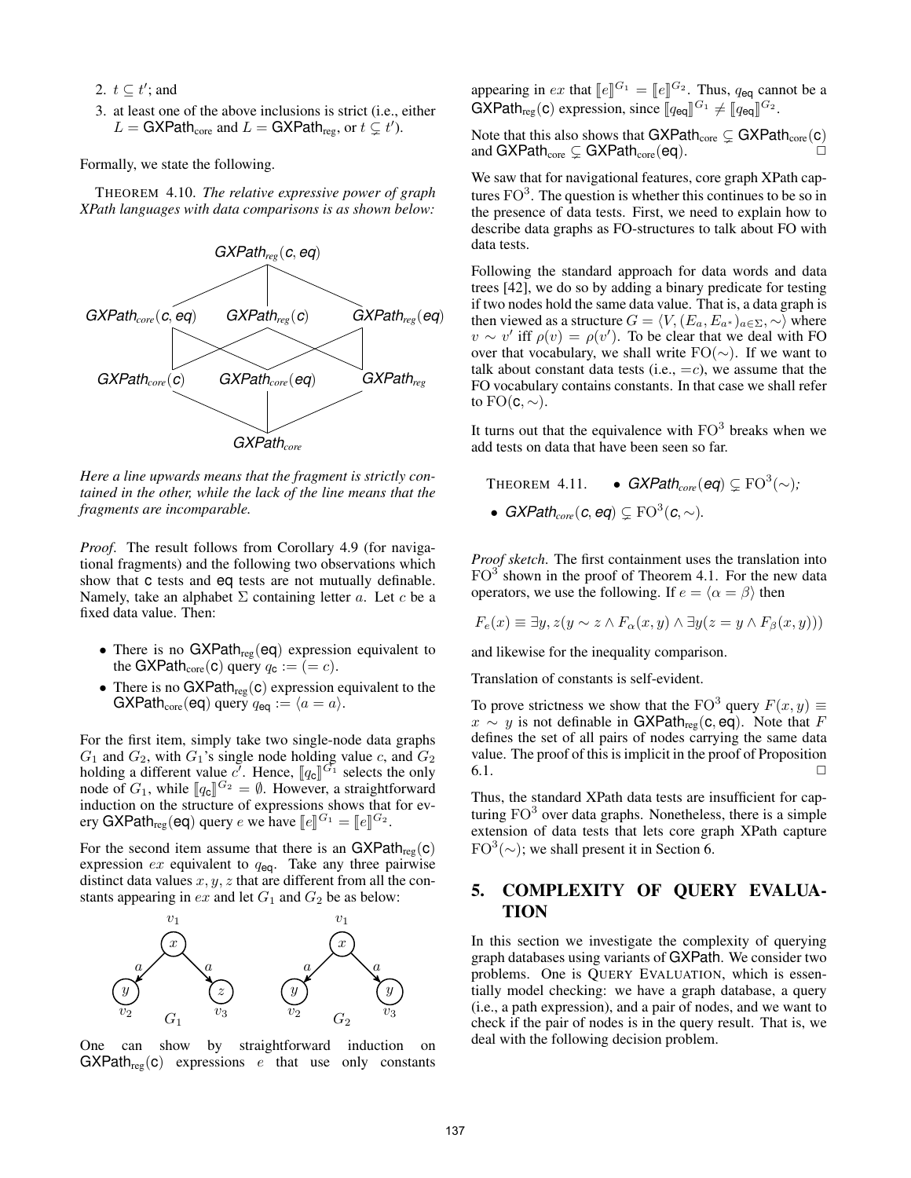2. $t \subseteq t'$; and
3. at least one of the above inclusions is strict (i.e., either $L = \mathsf{GXPath}_{\text{core}}$ and $L = \mathsf{GXPath}_{\text{reg}}$, or $t \subsetneq t'$).

Formally, we state the following.

THEOREM 4.10. *The relative expressive power of graph XPath languages with data comparisons is as shown below:*

GXPath$_{reg}$(c, eq)

GXPath$_{core}$(c, eq) GXPath$_{reg}$(c) GXPath$_{reg}$(eq)

GXPath$_{core}$(c) GXPath$_{core}$(eq) GXPath$_{reg}$

GXPath$_{core}$

*Here a line upwards means that the fragment is strictly contained in the other, while the lack of the line means that the fragments are incomparable.*

*Proof.* The result follows from Corollary 4.9 (for navigational fragments) and the following two observations which show that c tests and eq tests are not mutually definable. Namely, take an alphabet $\Sigma$ containing letter $a$. Let $c$ be a fixed data value. Then:

- There is no $\mathsf{GXPath}_{\text{reg}}(\mathsf{eq})$ expression equivalent to the $\mathsf{GXPath}_{\text{core}}(\mathsf{c})$ query $q_{\mathsf{c}} := (= c)$.
- There is no $\mathsf{GXPath}_{\text{reg}}(\mathsf{c})$ expression equivalent to the $\mathsf{GXPath}_{\text{core}}(\mathsf{eq})$ query $q_{\mathsf{eq}} := \langle a = a \rangle$.

For the first item, simply take two single-node data graphs $G_1$ and $G_2$, with $G_1$'s single node holding value $c$, and $G_2$ holding a different value $c'$. Hence, $[\![q_{\mathsf{c}}]\!]^{G_1}$ selects the only node of $G_1$, while $[\![q_{\mathsf{c}}]\!]^{G_2} = \emptyset$. However, a straightforward induction on the structure of expressions shows that for every $\mathsf{GXPath}_{\text{reg}}(\mathsf{eq})$ query $e$ we have $[\![e]\!]^{G_1} = [\![e]\!]^{G_2}$.

For the second item assume that there is an $\mathsf{GXPath}_{\text{reg}}(\mathsf{c})$ expression $ex$ equivalent to $q_{\mathsf{eq}}$. Take any three pairwise distinct data values $x, y, z$ that are different from all the constants appearing in $ex$ and let $G_1$ and $G_2$ be as below:

$G_1$: node $v_1$ (value $x$) with $a$-edges to $v_2$ (value $y$) and $v_3$ (value $z$). $G_2$: node $v_1$ (value $x$) with $a$-edges to $v_2$ (value $y$) and $v_3$ (value $y$).

One can show by straightforward induction on $\mathsf{GXPath}_{\text{reg}}(\mathsf{c})$ expressions $e$ that use only constants appearing in $ex$ that $[\![e]\!]^{G_1} = [\![e]\!]^{G_2}$. Thus, $q_{\mathsf{eq}}$ cannot be a $\mathsf{GXPath}_{\text{reg}}(\mathsf{c})$ expression, since $[\![q_{\mathsf{eq}}]\!]^{G_1} \neq [\![q_{\mathsf{eq}}]\!]^{G_2}$.

Note that this also shows that $\mathsf{GXPath}_{\text{core}} \subsetneq \mathsf{GXPath}_{\text{core}}(\mathsf{c})$ and $\mathsf{GXPath}_{\text{core}} \subsetneq \mathsf{GXPath}_{\text{core}}(\mathsf{eq})$. □

We saw that for navigational features, core graph XPath captures $\mathrm{FO}^3$. The question is whether this continues to be so in the presence of data tests. First, we need to explain how to describe data graphs as FO-structures to talk about FO with data tests.

Following the standard approach for data words and data trees [42], we do so by adding a binary predicate for testing if two nodes hold the same data value. That is, a data graph is then viewed as a structure $G = \langle V, (E_a, E_{a^*})_{a\in\Sigma}, \sim\rangle$ where $v \sim v'$ iff $\rho(v) = \rho(v')$. To be clear that we deal with FO over that vocabulary, we shall write $\mathrm{FO}(\sim)$. If we want to talk about constant data tests (i.e., $=c$), we assume that the FO vocabulary contains constants. In that case we shall refer to $\mathrm{FO}(\mathsf{c}, \sim)$.

It turns out that the equivalence with $\mathrm{FO}^3$ breaks when we add tests on data that have been seen so far.

THEOREM 4.11.
- *$\mathsf{GXPath}_{core}(\mathsf{eq}) \subsetneq \mathrm{FO}^3(\sim)$;*
- *$\mathsf{GXPath}_{core}(\mathsf{c}, \mathsf{eq}) \subsetneq \mathrm{FO}^3(\mathsf{c}, \sim)$.*

*Proof sketch.* The first containment uses the translation into $\mathrm{FO}^3$ shown in the proof of Theorem 4.1. For the new data operators, we use the following. If $e = \langle \alpha = \beta \rangle$ then

$$F_e(x) \equiv \exists y, z(y \sim z \wedge F_\alpha(x, y) \wedge \exists y(z = y \wedge F_\beta(x, y)))$$

and likewise for the inequality comparison.

Translation of constants is self-evident.

To prove strictness we show that the $\mathrm{FO}^3$ query $F(x, y) \equiv x \sim y$ is not definable in $\mathsf{GXPath}_{\text{reg}}(\mathsf{c}, \mathsf{eq})$. Note that $F$ defines the set of all pairs of nodes carrying the same data value. The proof of this is implicit in the proof of Proposition 6.1. □

Thus, the standard XPath data tests are insufficient for capturing $\mathrm{FO}^3$ over data graphs. Nonetheless, there is a simple extension of data tests that lets core graph XPath capture $\mathrm{FO}^3(\sim)$; we shall present it in Section 6.

## 5. COMPLEXITY OF QUERY EVALUATION

In this section we investigate the complexity of querying graph databases using variants of GXPath. We consider two problems. One is QUERY EVALUATION, which is essentially model checking: we have a graph database, a query (i.e., a path expression), and a pair of nodes, and we want to check if the pair of nodes is in the query result. That is, we deal with the following decision problem.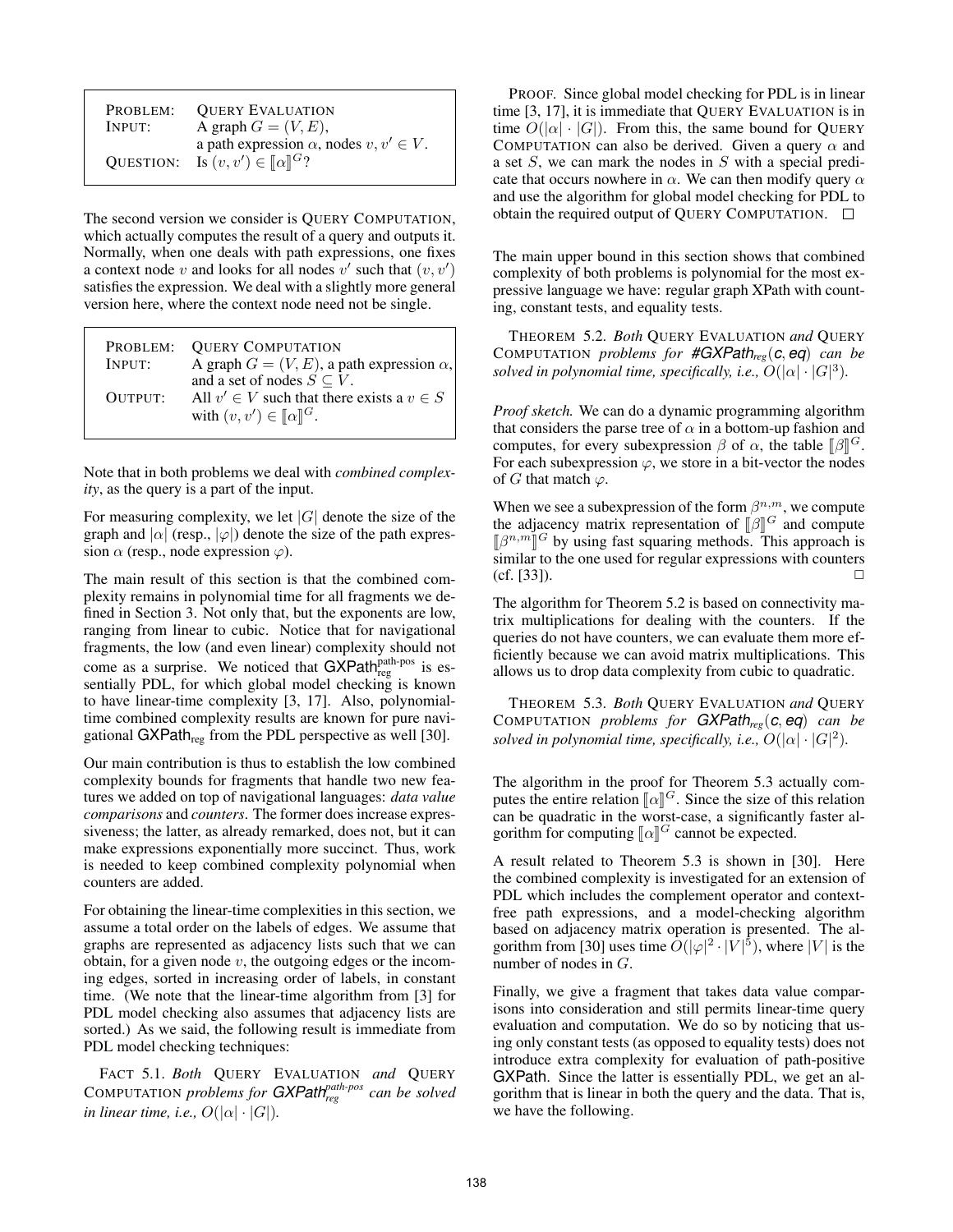| PROBLEM: | QUERY EVALUATION |
|---|---|
| INPUT: | A graph $G = (V, E)$, a path expression $\alpha$, nodes $v, v' \in V$. |
| QUESTION: | Is $(v, v') \in [\![\alpha]\!]^G$? |

The second version we consider is QUERY COMPUTATION, which actually computes the result of a query and outputs it. Normally, when one deals with path expressions, one fixes a context node $v$ and looks for all nodes $v'$ such that $(v, v')$ satisfies the expression. We deal with a slightly more general version here, where the context node need not be single.

| PROBLEM: | QUERY COMPUTATION |
|---|---|
| INPUT: | A graph $G = (V, E)$, a path expression $\alpha$, and a set of nodes $S \subseteq V$. |
| OUTPUT: | All $v' \in V$ such that there exists a $v \in S$ with $(v, v') \in [\![\alpha]\!]^G$. |

Note that in both problems we deal with *combined complexity*, as the query is a part of the input.

For measuring complexity, we let $|G|$ denote the size of the graph and $|\alpha|$ (resp., $|\varphi|$) denote the size of the path expression $\alpha$ (resp., node expression $\varphi$).

The main result of this section is that the combined complexity remains in polynomial time for all fragments we defined in Section 3. Not only that, but the exponents are low, ranging from linear to cubic. Notice that for navigational fragments, the low (and even linear) complexity should not come as a surprise. We noticed that $\mathsf{GXPath}_{\mathrm{reg}}^{\mathrm{path\text{-}pos}}$ is essentially PDL, for which global model checking is known to have linear-time complexity [3, 17]. Also, polynomial-time combined complexity results are known for pure navigational $\mathsf{GXPath}_{\mathrm{reg}}$ from the PDL perspective as well [30].

Our main contribution is thus to establish the low combined complexity bounds for fragments that handle two new features we added on top of navigational languages: *data value comparisons* and *counters*. The former does increase expressiveness; the latter, as already remarked, does not, but it can make expressions exponentially more succinct. Thus, work is needed to keep combined complexity polynomial when counters are added.

For obtaining the linear-time complexities in this section, we assume a total order on the labels of edges. We assume that graphs are represented as adjacency lists such that we can obtain, for a given node $v$, the outgoing edges or the incoming edges, sorted in increasing order of labels, in constant time. (We note that the linear-time algorithm from [3] for PDL model checking also assumes that adjacency lists are sorted.) As we said, the following result is immediate from PDL model checking techniques:

FACT 5.1. *Both* QUERY EVALUATION *and* QUERY COMPUTATION *problems for* $\mathsf{GXPath}_{reg}^{path\text{-}pos}$ *can be solved in linear time, i.e.,* $O(|\alpha| \cdot |G|)$.

PROOF. Since global model checking for PDL is in linear time [3, 17], it is immediate that QUERY EVALUATION is in time $O(|\alpha| \cdot |G|)$. From this, the same bound for QUERY COMPUTATION can also be derived. Given a query $\alpha$ and a set $S$, we can mark the nodes in $S$ with a special predicate that occurs nowhere in $\alpha$. We can then modify query $\alpha$ and use the algorithm for global model checking for PDL to obtain the required output of QUERY COMPUTATION. □

The main upper bound in this section shows that combined complexity of both problems is polynomial for the most expressive language we have: regular graph XPath with counting, constant tests, and equality tests.

THEOREM 5.2. *Both* QUERY EVALUATION *and* QUERY COMPUTATION *problems for* $\#\mathsf{GXPath}_{reg}(\mathbf{c}, \mathbf{eq})$ *can be solved in polynomial time, specifically, i.e.,* $O(|\alpha| \cdot |G|^3)$.

*Proof sketch.* We can do a dynamic programming algorithm that considers the parse tree of $\alpha$ in a bottom-up fashion and computes, for every subexpression $\beta$ of $\alpha$, the table $[\![\beta]\!]^G$. For each subexpression $\varphi$, we store in a bit-vector the nodes of $G$ that match $\varphi$.

When we see a subexpression of the form $\beta^{n,m}$, we compute the adjacency matrix representation of $[\![\beta]\!]^G$ and compute $[\![\beta^{n,m}]\!]^G$ by using fast squaring methods. This approach is similar to the one used for regular expressions with counters (cf. [33]). □

The algorithm for Theorem 5.2 is based on connectivity matrix multiplications for dealing with the counters. If the queries do not have counters, we can evaluate them more efficiently because we can avoid matrix multiplications. This allows us to drop data complexity from cubic to quadratic.

THEOREM 5.3. *Both* QUERY EVALUATION *and* QUERY COMPUTATION *problems for* $\mathsf{GXPath}_{reg}(\mathbf{c}, \mathbf{eq})$ *can be solved in polynomial time, specifically, i.e.,* $O(|\alpha| \cdot |G|^2)$.

The algorithm in the proof for Theorem 5.3 actually computes the entire relation $[\![\alpha]\!]^G$. Since the size of this relation can be quadratic in the worst-case, a significantly faster algorithm for computing $[\![\alpha]\!]^G$ cannot be expected.

A result related to Theorem 5.3 is shown in [30]. Here the combined complexity is investigated for an extension of PDL which includes the complement operator and context-free path expressions, and a model-checking algorithm based on adjacency matrix operation is presented. The algorithm from [30] uses time $O(|\varphi|^2 \cdot |V|^5)$, where $|V|$ is the number of nodes in $G$.

Finally, we give a fragment that takes data value comparisons into consideration and still permits linear-time query evaluation and computation. We do so by noticing that using only constant tests (as opposed to equality tests) does not introduce extra complexity for evaluation of path-positive $\mathsf{GXPath}$. Since the latter is essentially PDL, we get an algorithm that is linear in both the query and the data. That is, we have the following.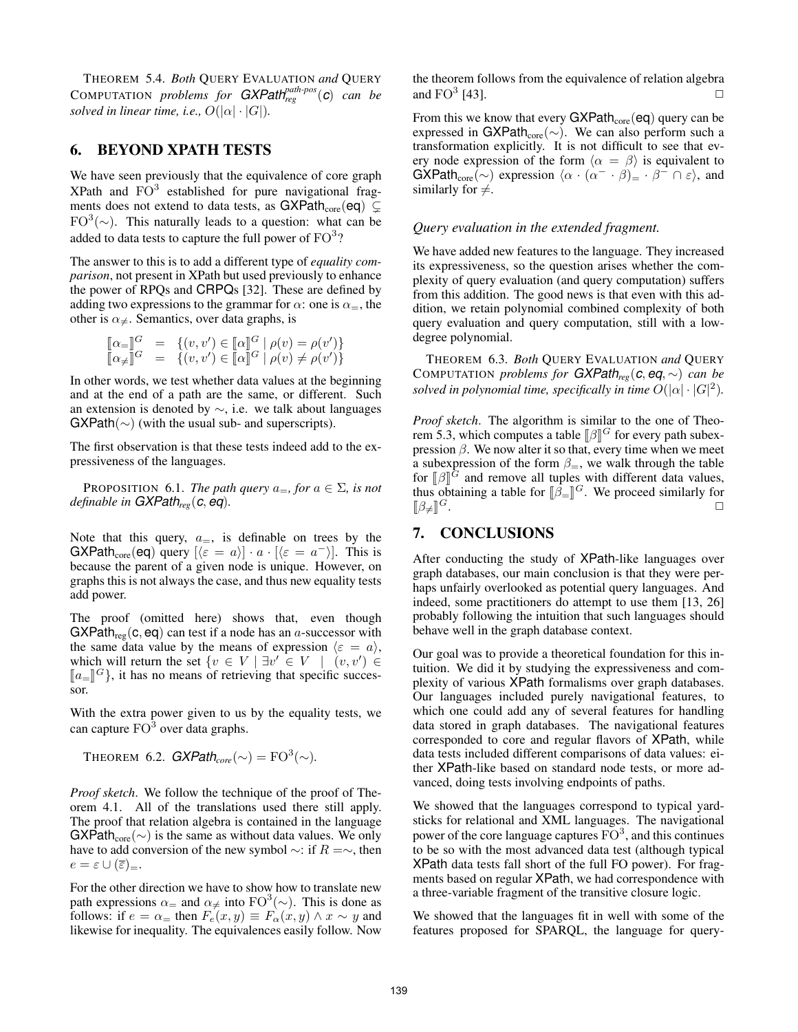THEOREM 5.4. *Both* QUERY EVALUATION *and* QUERY COMPUTATION *problems for* $\mathsf{GXPath}_{reg}^{path\text{-}pos}(\mathsf{c})$ *can be solved in linear time, i.e.,* $O(|\alpha| \cdot |G|)$.

## 6. BEYOND XPATH TESTS

We have seen previously that the equivalence of core graph XPath and $\mathrm{FO}^3$ established for pure navigational fragments does not extend to data tests, as $\mathsf{GXPath}_{\mathrm{core}}(\mathsf{eq}) \subsetneq \mathrm{FO}^3(\sim)$. This naturally leads to a question: what can be added to data tests to capture the full power of $\mathrm{FO}^3$?

The answer to this is to add a different type of *equality comparison*, not present in XPath but used previously to enhance the power of RPQs and CRPQs [32]. These are defined by adding two expressions to the grammar for $\alpha$: one is $\alpha_=$, the other is $\alpha_{\neq}$. Semantics, over data graphs, is

$$
\begin{array}{rcl}
[\![\alpha_=]\!]^G & = & \{(v,v') \in [\![\alpha]\!]^G \mid \rho(v) = \rho(v')\} \\
[\![\alpha_{\neq}]\!]^G & = & \{(v,v') \in [\![\alpha]\!]^G \mid \rho(v) \neq \rho(v')\}
\end{array}
$$

In other words, we test whether data values at the beginning and at the end of a path are the same, or different. Such an extension is denoted by $\sim$, i.e. we talk about languages $\mathsf{GXPath}(\sim)$ (with the usual sub- and superscripts).

The first observation is that these tests indeed add to the expressiveness of the languages.

PROPOSITION 6.1. *The path query* $a_=$*, for* $a \in \Sigma$*, is not definable in* $\mathsf{GXPath}_{reg}(\mathsf{c}, \mathsf{eq})$.

Note that this query, $a_=$, is definable on trees by the $\mathsf{GXPath}_{\mathrm{core}}(\mathsf{eq})$ query $[\langle \varepsilon = a \rangle] \cdot a \cdot [\langle \varepsilon = a^- \rangle]$. This is because the parent of a given node is unique. However, on graphs this is not always the case, and thus new equality tests add power.

The proof (omitted here) shows that, even though $\mathsf{GXPath}_{\mathrm{reg}}(\mathsf{c}, \mathsf{eq})$ can test if a node has an $a$-successor with the same data value by the means of expression $\langle \varepsilon = a \rangle$, which will return the set $\{v \in V \mid \exists v' \in V \mid (v, v') \in [\![a_=]\!]^G\}$, it has no means of retrieving that specific successor.

With the extra power given to us by the equality tests, we can capture $\mathrm{FO}^3$ over data graphs.

THEOREM 6.2. $\mathsf{GXPath}_{core}(\sim) = \mathrm{FO}^3(\sim)$.

*Proof sketch*. We follow the technique of the proof of Theorem 4.1. All of the translations used there still apply. The proof that relation algebra is contained in the language $\mathsf{GXPath}_{\mathrm{core}}(\sim)$ is the same as without data values. We only have to add conversion of the new symbol $\sim$: if $R = \sim$, then $e = \varepsilon \cup (\overline{\varepsilon})_=$.

For the other direction we have to show how to translate new path expressions $\alpha_=$ and $\alpha_{\neq}$ into $\mathrm{FO}^3(\sim)$. This is done as follows: if $e = \alpha_=$ then $F_e(x, y) \equiv F_\alpha(x, y) \wedge x \sim y$ and likewise for inequality. The equivalences easily follow. Now the theorem follows from the equivalence of relation algebra and $\mathrm{FO}^3$ [43]. $\square$

From this we know that every $\mathsf{GXPath}_{\mathrm{core}}(\mathsf{eq})$ query can be expressed in $\mathsf{GXPath}_{\mathrm{core}}(\sim)$. We can also perform such a transformation explicitly. It is not difficult to see that every node expression of the form $\langle \alpha = \beta \rangle$ is equivalent to $\mathsf{GXPath}_{\mathrm{core}}(\sim)$ expression $\langle \alpha \cdot (\alpha^- \cdot \beta)_= \cdot \beta^- \cap \varepsilon \rangle$, and similarly for $\neq$.

### *Query evaluation in the extended fragment.*

We have added new features to the language. They increased its expressiveness, so the question arises whether the complexity of query evaluation (and query computation) suffers from this addition. The good news is that even with this addition, we retain polynomial combined complexity of both query evaluation and query computation, still with a low-degree polynomial.

THEOREM 6.3. *Both* QUERY EVALUATION *and* QUERY COMPUTATION *problems for* $\mathsf{GXPath}_{reg}(\mathsf{c}, \mathsf{eq}, \sim)$ *can be solved in polynomial time, specifically in time* $O(|\alpha| \cdot |G|^2)$.

*Proof sketch*. The algorithm is similar to the one of Theorem 5.3, which computes a table $[\![\beta]\!]^G$ for every path subexpression $\beta$. We now alter it so that, every time when we meet a subexpression of the form $\beta_=$, we walk through the table for $[\![\beta]\!]^G$ and remove all tuples with different data values, thus obtaining a table for $[\![\beta_=]\!]^G$. We proceed similarly for $[\![\beta_{\neq}]\!]^G$. $\square$

## 7. CONCLUSIONS

After conducting the study of XPath-like languages over graph databases, our main conclusion is that they were perhaps unfairly overlooked as potential query languages. And indeed, some practitioners do attempt to use them [13, 26] probably following the intuition that such languages should behave well in the graph database context.

Our goal was to provide a theoretical foundation for this intuition. We did it by studying the expressiveness and complexity of various XPath formalisms over graph databases. Our languages included purely navigational features, to which one could add any of several features for handling data stored in graph databases. The navigational features corresponded to core and regular flavors of XPath, while data tests included different comparisons of data values: either XPath-like based on standard node tests, or more advanced, doing tests involving endpoints of paths.

We showed that the languages correspond to typical yardsticks for relational and XML languages. The navigational power of the core language captures $\mathrm{FO}^3$, and this continues to be so with the most advanced data test (although typical XPath data tests fall short of the full FO power). For fragments based on regular XPath, we had correspondence with a three-variable fragment of the transitive closure logic.

We showed that the languages fit in well with some of the features proposed for SPARQL, the language for query-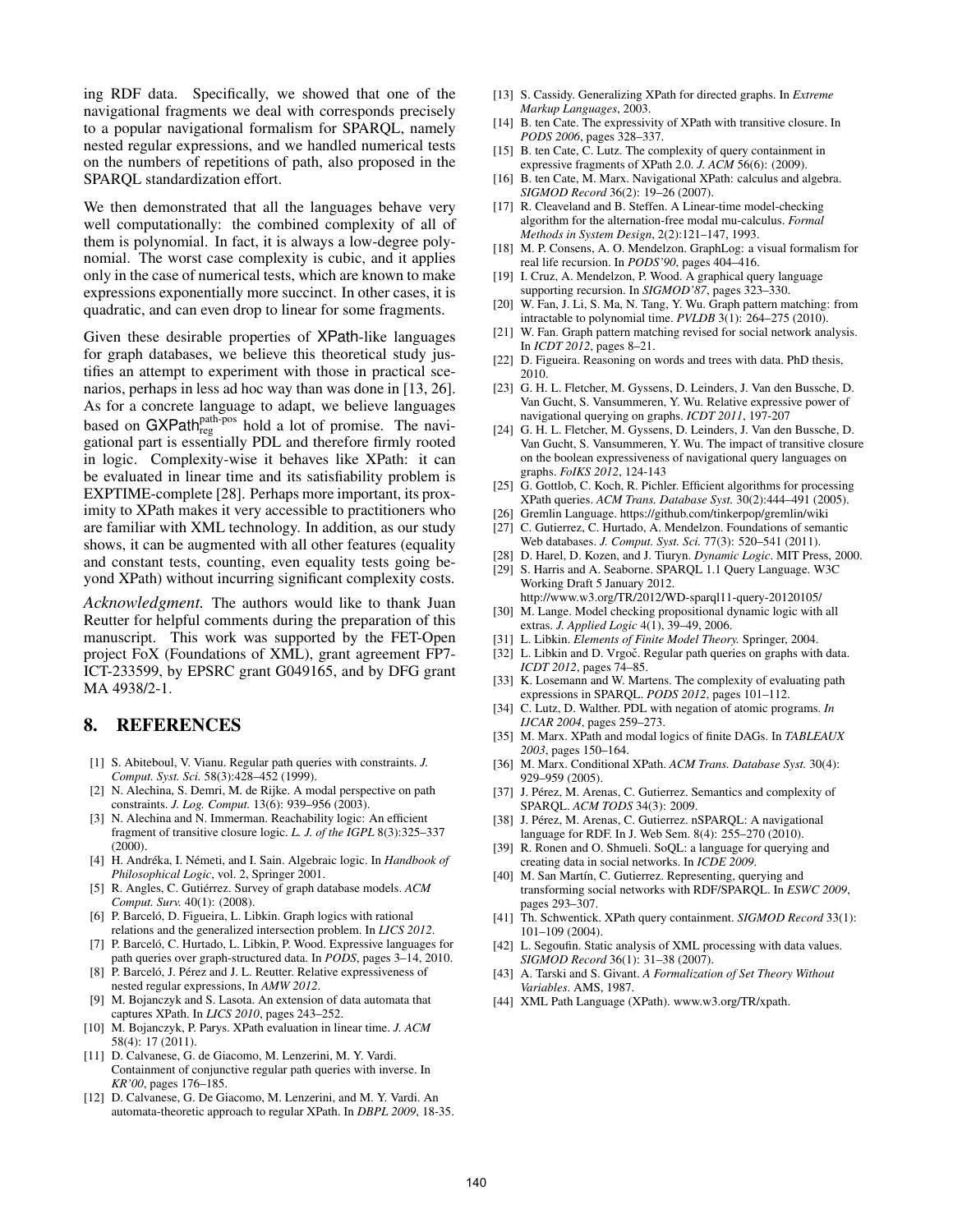ing RDF data. Specifically, we showed that one of the navigational fragments we deal with corresponds precisely to a popular navigational formalism for SPARQL, namely nested regular expressions, and we handled numerical tests on the numbers of repetitions of path, also proposed in the SPARQL standardization effort.

We then demonstrated that all the languages behave very well computationally: the combined complexity of all of them is polynomial. In fact, it is always a low-degree polynomial. The worst case complexity is cubic, and it applies only in the case of numerical tests, which are known to make expressions exponentially more succinct. In other cases, it is quadratic, and can even drop to linear for some fragments.

Given these desirable properties of XPath-like languages for graph databases, we believe this theoretical study justifies an attempt to experiment with those in practical scenarios, perhaps in less ad hoc way than was done in [13, 26]. As for a concrete language to adapt, we believe languages based on $\mathsf{GXPath}_{\mathrm{reg}}^{\mathrm{path\text{-}pos}}$ hold a lot of promise. The navigational part is essentially PDL and therefore firmly rooted in logic. Complexity-wise it behaves like XPath: it can be evaluated in linear time and its satisfiability problem is EXPTIME-complete [28]. Perhaps more important, its proximity to XPath makes it very accessible to practitioners who are familiar with XML technology. In addition, as our study shows, it can be augmented with all other features (equality and constant tests, counting, even equality tests going beyond XPath) without incurring significant complexity costs.

*Acknowledgment.* The authors would like to thank Juan Reutter for helpful comments during the preparation of this manuscript. This work was supported by the FET-Open project FoX (Foundations of XML), grant agreement FP7-ICT-233599, by EPSRC grant G049165, and by DFG grant MA 4938/2-1.

## 8. REFERENCES

[1] S. Abiteboul, V. Vianu. Regular path queries with constraints. *J. Comput. Syst. Sci.* 58(3):428–452 (1999).

[2] N. Alechina, S. Demri, M. de Rijke. A modal perspective on path constraints. *J. Log. Comput.* 13(6): 939–956 (2003).

[3] N. Alechina and N. Immerman. Reachability logic: An efficient fragment of transitive closure logic. *L. J. of the IGPL* 8(3):325–337 (2000).

[4] H. Andréka, I. Németi, and I. Sain. Algebraic logic. In *Handbook of Philosophical Logic*, vol. 2, Springer 2001.

[5] R. Angles, C. Gutiérrez. Survey of graph database models. *ACM Comput. Surv.* 40(1): (2008).

[6] P. Barceló, D. Figueira, L. Libkin. Graph logics with rational relations and the generalized intersection problem. In *LICS 2012*.

[7] P. Barceló, C. Hurtado, L. Libkin, P. Wood. Expressive languages for path queries over graph-structured data. In *PODS*, pages 3–14, 2010.

[8] P. Barceló, J. Pérez and J. L. Reutter. Relative expressiveness of nested regular expressions, In *AMW 2012*.

[9] M. Bojanczyk and S. Lasota. An extension of data automata that captures XPath. In *LICS 2010*, pages 243–252.

[10] M. Bojanczyk, P. Parys. XPath evaluation in linear time. *J. ACM* 58(4): 17 (2011).

[11] D. Calvanese, G. de Giacomo, M. Lenzerini, M. Y. Vardi. Containment of conjunctive regular path queries with inverse. In *KR'00*, pages 176–185.

[12] D. Calvanese, G. De Giacomo, M. Lenzerini, and M. Y. Vardi. An automata-theoretic approach to regular XPath. In *DBPL 2009*, 18-35.

[13] S. Cassidy. Generalizing XPath for directed graphs. In *Extreme Markup Languages*, 2003.

[14] B. ten Cate. The expressivity of XPath with transitive closure. In *PODS 2006*, pages 328–337.

[15] B. ten Cate, C. Lutz. The complexity of query containment in expressive fragments of XPath 2.0. *J. ACM* 56(6): (2009).

[16] B. ten Cate, M. Marx. Navigational XPath: calculus and algebra. *SIGMOD Record* 36(2): 19–26 (2007).

[17] R. Cleaveland and B. Steffen. A Linear-time model-checking algorithm for the alternation-free modal mu-calculus. *Formal Methods in System Design*, 2(2):121–147, 1993.

[18] M. P. Consens, A. O. Mendelzon. GraphLog: a visual formalism for real life recursion. In *PODS'90*, pages 404–416.

[19] I. Cruz, A. Mendelzon, P. Wood. A graphical query language supporting recursion. In *SIGMOD'87*, pages 323–330.

[20] W. Fan, J. Li, S. Ma, N. Tang, Y. Wu. Graph pattern matching: from intractable to polynomial time. *PVLDB* 3(1): 264–275 (2010).

[21] W. Fan. Graph pattern matching revised for social network analysis. In *ICDT 2012*, pages 8–21.

[22] D. Figueira. Reasoning on words and trees with data. PhD thesis, 2010.

[23] G. H. L. Fletcher, M. Gyssens, D. Leinders, J. Van den Bussche, D. Van Gucht, S. Vansummeren, Y. Wu. Relative expressive power of navigational querying on graphs. *ICDT 2011*, 197-207

[24] G. H. L. Fletcher, M. Gyssens, D. Leinders, J. Van den Bussche, D. Van Gucht, S. Vansummeren, Y. Wu. The impact of transitive closure on the boolean expressiveness of navigational query languages on graphs. *FoIKS 2012*, 124-143

[25] G. Gottlob, C. Koch, R. Pichler. Efficient algorithms for processing XPath queries. *ACM Trans. Database Syst.* 30(2):444–491 (2005).

[26] Gremlin Language. https://github.com/tinkerpop/gremlin/wiki

[27] C. Gutierrez, C. Hurtado, A. Mendelzon. Foundations of semantic Web databases. *J. Comput. Syst. Sci.* 77(3): 520–541 (2011).

[28] D. Harel, D. Kozen, and J. Tiuryn. *Dynamic Logic*. MIT Press, 2000.

[29] S. Harris and A. Seaborne. SPARQL 1.1 Query Language. W3C Working Draft 5 January 2012. http://www.w3.org/TR/2012/WD-sparql11-query-20120105/

[30] M. Lange. Model checking propositional dynamic logic with all extras. *J. Applied Logic* 4(1), 39–49, 2006.

[31] L. Libkin. *Elements of Finite Model Theory.* Springer, 2004.

[32] L. Libkin and D. Vrgoč. Regular path queries on graphs with data. *ICDT 2012*, pages 74–85.

[33] K. Losemann and W. Martens. The complexity of evaluating path expressions in SPARQL. *PODS 2012*, pages 101–112.

[34] C. Lutz, D. Walther. PDL with negation of atomic programs. *In IJCAR 2004*, pages 259–273.

[35] M. Marx. XPath and modal logics of finite DAGs. In *TABLEAUX 2003*, pages 150–164.

[36] M. Marx. Conditional XPath. *ACM Trans. Database Syst.* 30(4): 929–959 (2005).

[37] J. Pérez, M. Arenas, C. Gutierrez. Semantics and complexity of SPARQL. *ACM TODS* 34(3): 2009.

[38] J. Pérez, M. Arenas, C. Gutierrez. nSPARQL: A navigational language for RDF. In J. Web Sem. 8(4): 255–270 (2010).

[39] R. Ronen and O. Shmueli. SoQL: a language for querying and creating data in social networks. In *ICDE 2009*.

[40] M. San Martín, C. Gutierrez. Representing, querying and transforming social networks with RDF/SPARQL. In *ESWC 2009*, pages 293–307.

[41] Th. Schwentick. XPath query containment. *SIGMOD Record* 33(1): 101–109 (2004).

[42] L. Segoufin. Static analysis of XML processing with data values. *SIGMOD Record* 36(1): 31–38 (2007).

[43] A. Tarski and S. Givant. *A Formalization of Set Theory Without Variables*. AMS, 1987.

[44] XML Path Language (XPath). www.w3.org/TR/xpath.